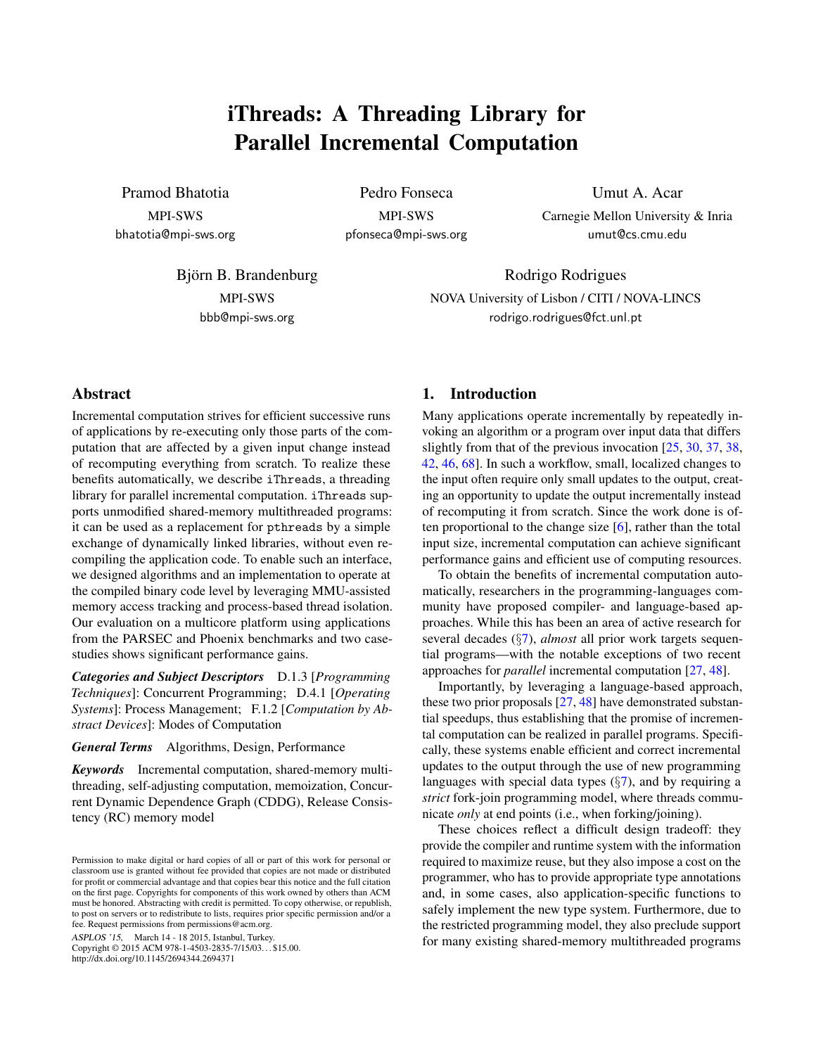# iThreads: A Threading Library for Parallel Incremental Computation

Pramod Bhatotia
MPI-SWS
bhatotia@mpi-sws.org

Pedro Fonseca
MPI-SWS
pfonseca@mpi-sws.org

Umut A. Acar
Carnegie Mellon University & Inria
umut@cs.cmu.edu

Björn B. Brandenburg
MPI-SWS
bbb@mpi-sws.org

Rodrigo Rodrigues
NOVA University of Lisbon / CITI / NOVA-LINCS
rodrigo.rodrigues@fct.unl.pt

## Abstract

Incremental computation strives for efficient successive runs of applications by re-executing only those parts of the computation that are affected by a given input change instead of recomputing everything from scratch. To realize these benefits automatically, we describe `iThreads`, a threading library for parallel incremental computation. `iThreads` supports unmodified shared-memory multithreaded programs: it can be used as a replacement for `pthreads` by a simple exchange of dynamically linked libraries, without even recompiling the application code. To enable such an interface, we designed algorithms and an implementation to operate at the compiled binary code level by leveraging MMU-assisted memory access tracking and process-based thread isolation. Our evaluation on a multicore platform using applications from the PARSEC and Phoenix benchmarks and two case-studies shows significant performance gains.

***Categories and Subject Descriptors*** D.1.3 [*Programming Techniques*]: Concurrent Programming; D.4.1 [*Operating Systems*]: Process Management; F.1.2 [*Computation by Abstract Devices*]: Modes of Computation

***General Terms*** Algorithms, Design, Performance

***Keywords*** Incremental computation, shared-memory multithreading, self-adjusting computation, memoization, Concurrent Dynamic Dependence Graph (CDDG), Release Consistency (RC) memory model

Permission to make digital or hard copies of all or part of this work for personal or classroom use is granted without fee provided that copies are not made or distributed for profit or commercial advantage and that copies bear this notice and the full citation on the first page. Copyrights for components of this work owned by others than ACM must be honored. Abstracting with credit is permitted. To copy otherwise, or republish, to post on servers or to redistribute to lists, requires prior specific permission and/or a fee. Request permissions from permissions@acm.org.
*ASPLOS '15*, March 14 - 18 2015, Istanbul, Turkey.
Copyright © 2015 ACM 978-1-4503-2835-7/15/03... $15.00.
http://dx.doi.org/10.1145/2694344.2694371

## 1. Introduction

Many applications operate incrementally by repeatedly invoking an algorithm or a program over input data that differs slightly from that of the previous invocation [25, 30, 37, 38, 42, 46, 68]. In such a workflow, small, localized changes to the input often require only small updates to the output, creating an opportunity to update the output incrementally instead of recomputing it from scratch. Since the work done is often proportional to the change size [6], rather than the total input size, incremental computation can achieve significant performance gains and efficient use of computing resources.

To obtain the benefits of incremental computation automatically, researchers in the programming-languages community have proposed compiler- and language-based approaches. While this has been an area of active research for several decades (§7), *almost* all prior work targets sequential programs—with the notable exceptions of two recent approaches for *parallel* incremental computation [27, 48].

Importantly, by leveraging a language-based approach, these two prior proposals [27, 48] have demonstrated substantial speedups, thus establishing that the promise of incremental computation can be realized in parallel programs. Specifically, these systems enable efficient and correct incremental updates to the output through the use of new programming languages with special data types (§7), and by requiring a *strict* fork-join programming model, where threads communicate *only* at end points (i.e., when forking/joining).

These choices reflect a difficult design tradeoff: they provide the compiler and runtime system with the information required to maximize reuse, but they also impose a cost on the programmer, who has to provide appropriate type annotations and, in some cases, also application-specific functions to safely implement the new type system. Furthermore, due to the restricted programming model, they also preclude support for many existing shared-memory multithreaded programs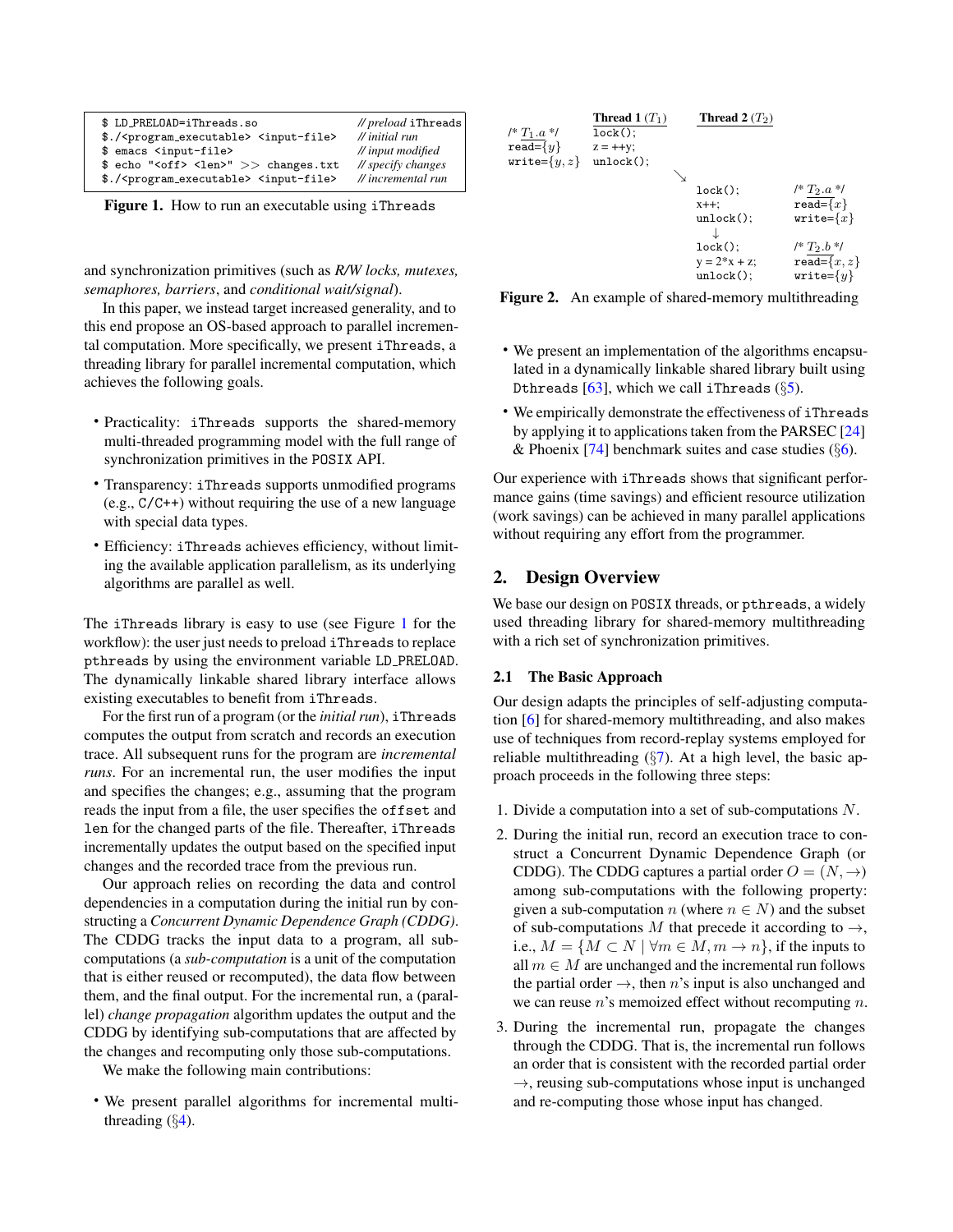```
$ LD_PRELOAD=iThreads.so                          // preload iThreads
$./<program_executable> <input-file>              // initial run
$ emacs <input-file>                              // input modified
$ echo "<off> <len>" >> changes.txt               // specify changes
$./<program_executable> <input-file>              // incremental run
```

**Figure 1.** How to run an executable using iThreads

and synchronization primitives (such as *R/W locks, mutexes, semaphores, barriers*, and *conditional wait/signal*).

In this paper, we instead target increased generality, and to this end propose an OS-based approach to parallel incremental computation. More specifically, we present iThreads, a threading library for parallel incremental computation, which achieves the following goals.

- Practicality: iThreads supports the shared-memory multi-threaded programming model with the full range of synchronization primitives in the POSIX API.
- Transparency: iThreads supports unmodified programs (e.g., C/C++) without requiring the use of a new language with special data types.
- Efficiency: iThreads achieves efficiency, without limiting the available application parallelism, as its underlying algorithms are parallel as well.

The iThreads library is easy to use (see Figure 1 for the workflow): the user just needs to preload iThreads to replace pthreads by using the environment variable LD_PRELOAD. The dynamically linkable shared library interface allows existing executables to benefit from iThreads.

For the first run of a program (or the *initial run*), iThreads computes the output from scratch and records an execution trace. All subsequent runs for the program are *incremental runs*. For an incremental run, the user modifies the input and specifies the changes; e.g., assuming that the program reads the input from a file, the user specifies the offset and len for the changed parts of the file. Thereafter, iThreads incrementally updates the output based on the specified input changes and the recorded trace from the previous run.

Our approach relies on recording the data and control dependencies in a computation during the initial run by constructing a *Concurrent Dynamic Dependence Graph (CDDG)*. The CDDG tracks the input data to a program, all sub-computations (a *sub-computation* is a unit of the computation that is either reused or recomputed), the data flow between them, and the final output. For the incremental run, a (parallel) *change propagation* algorithm updates the output and the CDDG by identifying sub-computations that are affected by the changes and recomputing only those sub-computations.

We make the following main contributions:

- We present parallel algorithms for incremental multithreading (§4).
- We present an implementation of the algorithms encapsulated in a dynamically linkable shared library built using Dthreads [63], which we call iThreads (§5).
- We empirically demonstrate the effectiveness of iThreads by applying it to applications taken from the PARSEC [24] & Phoenix [74] benchmark suites and case studies (§6).

```
                        Thread 1 (T1)       Thread 2 (T2)
/* T1.a */              lock();
read={y}                z = ++y;
write={y, z}            unlock();
                                  ↘
                                    lock();          /* T2.a */
                                    x++;             read={x}
                                    unlock();        write={x}
                                      ↓
                                    lock();          /* T2.b */
                                    y = 2*x + z;     read={x, z}
                                    unlock();        write={y}
```

**Figure 2.** An example of shared-memory multithreading

Our experience with iThreads shows that significant performance gains (time savings) and efficient resource utilization (work savings) can be achieved in many parallel applications without requiring any effort from the programmer.

## 2. Design Overview

We base our design on POSIX threads, or pthreads, a widely used threading library for shared-memory multithreading with a rich set of synchronization primitives.

### 2.1 The Basic Approach

Our design adapts the principles of self-adjusting computation [6] for shared-memory multithreading, and also makes use of techniques from record-replay systems employed for reliable multithreading (§7). At a high level, the basic approach proceeds in the following three steps:

1. Divide a computation into a set of sub-computations $N$.
2. During the initial run, record an execution trace to construct a Concurrent Dynamic Dependence Graph (or CDDG). The CDDG captures a partial order $O = (N, \rightarrow)$ among sub-computations with the following property: given a sub-computation $n$ (where $n \in N$) and the subset of sub-computations $M$ that precede it according to $\rightarrow$, i.e., $M = \{M \subset N \mid \forall m \in M, m \rightarrow n\}$, if the inputs to all $m \in M$ are unchanged and the incremental run follows the partial order $\rightarrow$, then $n$'s input is also unchanged and we can reuse $n$'s memoized effect without recomputing $n$.
3. During the incremental run, propagate the changes through the CDDG. That is, the incremental run follows an order that is consistent with the recorded partial order $\rightarrow$, reusing sub-computations whose input is unchanged and re-computing those whose input has changed.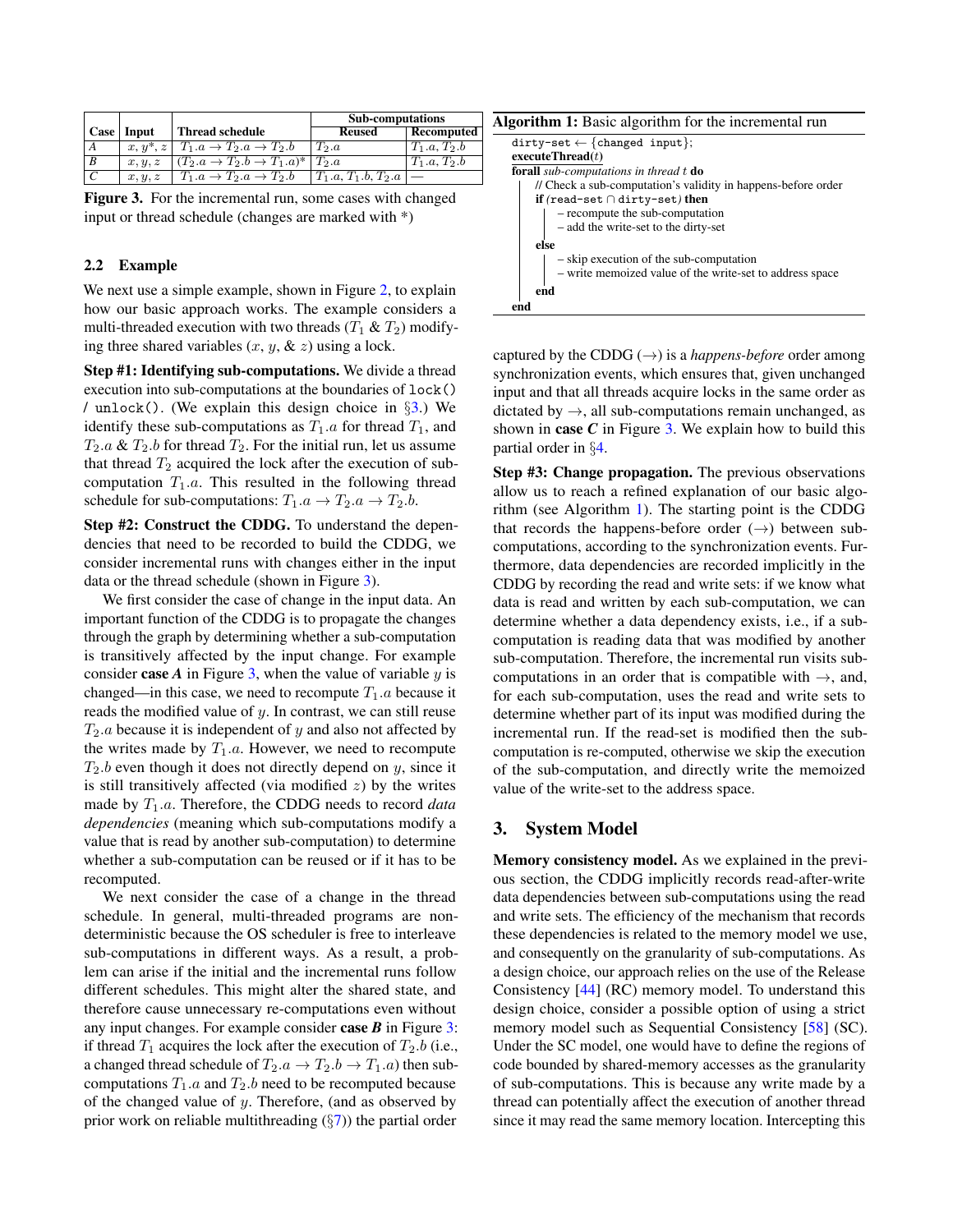| Case | Input | Thread schedule | Sub-computations | |
|---|---|---|---|---|
| | | | Reused | Recomputed |
| $A$ | $x, y^*, z$ | $T_1.a \to T_2.a \to T_2.b$ | $T_2.a$ | $T_1.a, T_2.b$ |
| $B$ | $x, y, z$ | $(T_2.a \to T_2.b \to T_1.a)^*$ | $T_2.a$ | $T_1.a, T_2.b$ |
| $C$ | $x, y, z$ | $T_1.a \to T_2.a \to T_2.b$ | $T_1.a, T_1.b, T_2.a$ | — |

**Figure 3.** For the incremental run, some cases with changed input or thread schedule (changes are marked with *)

## 2.2 Example

We next use a simple example, shown in Figure 2, to explain how our basic approach works. The example considers a multi-threaded execution with two threads ($T_1$ & $T_2$) modifying three shared variables ($x$, $y$, & $z$) using a lock.

**Step #1: Identifying sub-computations.** We divide a thread execution into sub-computations at the boundaries of `lock()` / `unlock()`. (We explain this design choice in §3.) We identify these sub-computations as $T_1.a$ for thread $T_1$, and $T_2.a$ & $T_2.b$ for thread $T_2$. For the initial run, let us assume that thread $T_2$ acquired the lock after the execution of sub-computation $T_1.a$. This resulted in the following thread schedule for sub-computations: $T_1.a \to T_2.a \to T_2.b$.

**Step #2: Construct the CDDG.** To understand the dependencies that need to be recorded to build the CDDG, we consider incremental runs with changes either in the input data or the thread schedule (shown in Figure 3).

We first consider the case of change in the input data. An important function of the CDDG is to propagate the changes through the graph by determining whether a sub-computation is transitively affected by the input change. For example consider **case *A*** in Figure 3, when the value of variable $y$ is changed—in this case, we need to recompute $T_1.a$ because it reads the modified value of $y$. In contrast, we can still reuse $T_2.a$ because it is independent of $y$ and also not affected by the writes made by $T_1.a$. However, we need to recompute $T_2.b$ even though it does not directly depend on $y$, since it is still transitively affected (via modified $z$) by the writes made by $T_1.a$. Therefore, the CDDG needs to record *data dependencies* (meaning which sub-computations modify a value that is read by another sub-computation) to determine whether a sub-computation can be reused or if it has to be recomputed.

We next consider the case of a change in the thread schedule. In general, multi-threaded programs are non-deterministic because the OS scheduler is free to interleave sub-computations in different ways. As a result, a problem can arise if the initial and the incremental runs follow different schedules. This might alter the shared state, and therefore cause unnecessary re-computations even without any input changes. For example consider **case *B*** in Figure 3: if thread $T_1$ acquires the lock after the execution of $T_2.b$ (i.e., a changed thread schedule of $T_2.a \to T_2.b \to T_1.a$) then sub-computations $T_1.a$ and $T_2.b$ need to be recomputed because of the changed value of $y$. Therefore, (and as observed by prior work on reliable multithreading (§7)) the partial order captured by the CDDG ($\to$) is a *happens-before* order among synchronization events, which ensures that, given unchanged input and that all threads acquire locks in the same order as dictated by $\to$, all sub-computations remain unchanged, as shown in **case *C*** in Figure 3. We explain how to build this partial order in §4.

**Step #3: Change propagation.** The previous observations allow us to reach a refined explanation of our basic algorithm (see Algorithm 1). The starting point is the CDDG that records the happens-before order ($\to$) between sub-computations, according to the synchronization events. Furthermore, data dependencies are recorded implicitly in the CDDG by recording the read and write sets: if we know what data is read and written by each sub-computation, we can determine whether a data dependency exists, i.e., if a sub-computation is reading data that was modified by another sub-computation. Therefore, the incremental run visits sub-computations in an order that is compatible with $\to$, and, for each sub-computation, uses the read and write sets to determine whether part of its input was modified during the incremental run. If the read-set is modified then the sub-computation is re-computed, otherwise we skip the execution of the sub-computation, and directly write the memoized value of the write-set to the address space.

**Algorithm 1:** Basic algorithm for the incremental run

```
dirty-set ← {changed input};
executeThread(t)
forall sub-computations in thread t do
    // Check a sub-computation's validity in happens-before order
    if (read-set ∩ dirty-set) then
        – recompute the sub-computation
        – add the write-set to the dirty-set
    else
        – skip execution of the sub-computation
        – write memoized value of the write-set to address space
    end
end
```

## 3. System Model

**Memory consistency model.** As we explained in the previous section, the CDDG implicitly records read-after-write data dependencies between sub-computations using the read and write sets. The efficiency of the mechanism that records these dependencies is related to the memory model we use, and consequently on the granularity of sub-computations. As a design choice, our approach relies on the use of the Release Consistency [44] (RC) memory model. To understand this design choice, consider a possible option of using a strict memory model such as Sequential Consistency [58] (SC). Under the SC model, one would have to define the regions of code bounded by shared-memory accesses as the granularity of sub-computations. This is because any write made by a thread can potentially affect the execution of another thread since it may read the same memory location. Intercepting this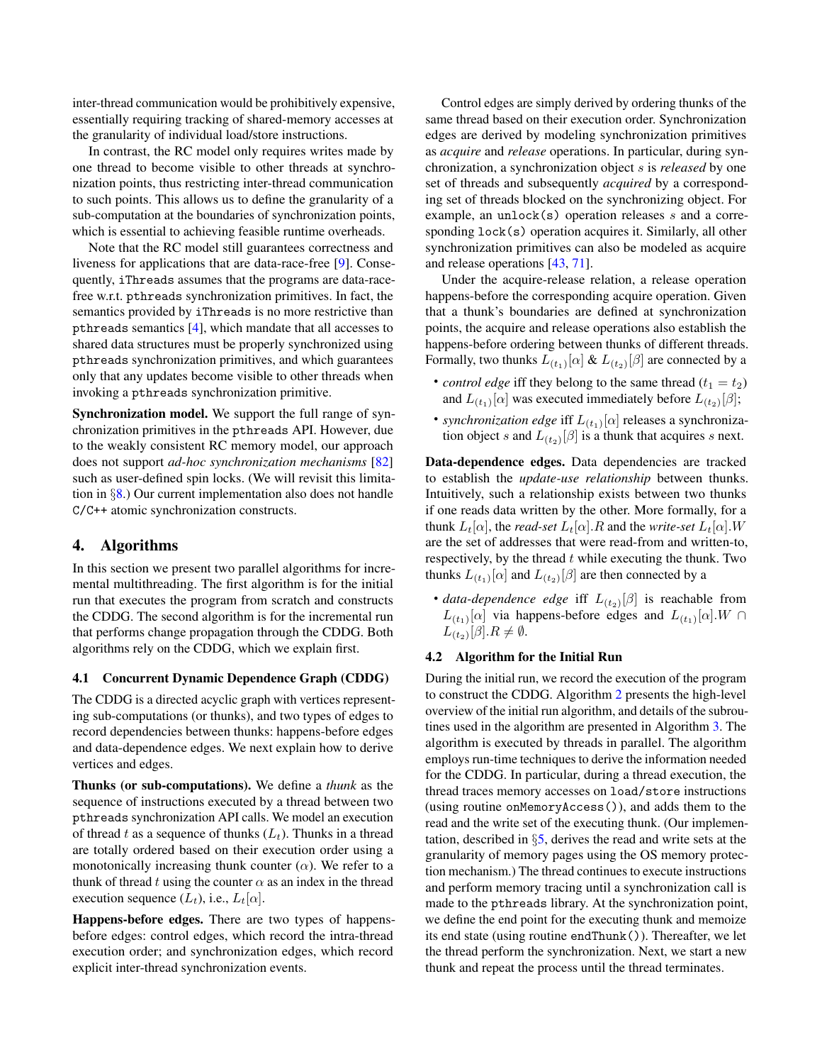inter-thread communication would be prohibitively expensive, essentially requiring tracking of shared-memory accesses at the granularity of individual load/store instructions.

In contrast, the RC model only requires writes made by one thread to become visible to other threads at synchronization points, thus restricting inter-thread communication to such points. This allows us to define the granularity of a sub-computation at the boundaries of synchronization points, which is essential to achieving feasible runtime overheads.

Note that the RC model still guarantees correctness and liveness for applications that are data-race-free [9]. Consequently, iThreads assumes that the programs are data-race-free w.r.t. pthreads synchronization primitives. In fact, the semantics provided by iThreads is no more restrictive than pthreads semantics [4], which mandate that all accesses to shared data structures must be properly synchronized using pthreads synchronization primitives, and which guarantees only that any updates become visible to other threads when invoking a pthreads synchronization primitive.

**Synchronization model.** We support the full range of synchronization primitives in the pthreads API. However, due to the weakly consistent RC memory model, our approach does not support *ad-hoc synchronization mechanisms* [82] such as user-defined spin locks. (We will revisit this limitation in §8.) Our current implementation also does not handle C/C++ atomic synchronization constructs.

## 4. Algorithms

In this section we present two parallel algorithms for incremental multithreading. The first algorithm is for the initial run that executes the program from scratch and constructs the CDDG. The second algorithm is for the incremental run that performs change propagation through the CDDG. Both algorithms rely on the CDDG, which we explain first.

### 4.1 Concurrent Dynamic Dependence Graph (CDDG)

The CDDG is a directed acyclic graph with vertices representing sub-computations (or thunks), and two types of edges to record dependencies between thunks: happens-before edges and data-dependence edges. We next explain how to derive vertices and edges.

**Thunks (or sub-computations).** We define a *thunk* as the sequence of instructions executed by a thread between two pthreads synchronization API calls. We model an execution of thread $t$ as a sequence of thunks ($L_t$). Thunks in a thread are totally ordered based on their execution order using a monotonically increasing thunk counter ($\alpha$). We refer to a thunk of thread $t$ using the counter $\alpha$ as an index in the thread execution sequence ($L_t$), i.e., $L_t[\alpha]$.

**Happens-before edges.** There are two types of happens-before edges: control edges, which record the intra-thread execution order; and synchronization edges, which record explicit inter-thread synchronization events.

Control edges are simply derived by ordering thunks of the same thread based on their execution order. Synchronization edges are derived by modeling synchronization primitives as *acquire* and *release* operations. In particular, during synchronization, a synchronization object $s$ is *released* by one set of threads and subsequently *acquired* by a corresponding set of threads blocked on the synchronizing object. For example, an unlock(s) operation releases $s$ and a corresponding lock(s) operation acquires it. Similarly, all other synchronization primitives can also be modeled as acquire and release operations [43, 71].

Under the acquire-release relation, a release operation happens-before the corresponding acquire operation. Given that a thunk's boundaries are defined at synchronization points, the acquire and release operations also establish the happens-before ordering between thunks of different threads. Formally, two thunks $L_{(t_1)}[\alpha]$ & $L_{(t_2)}[\beta]$ are connected by a

- *control edge* iff they belong to the same thread ($t_1 = t_2$) and $L_{(t_1)}[\alpha]$ was executed immediately before $L_{(t_2)}[\beta]$;
- *synchronization edge* iff $L_{(t_1)}[\alpha]$ releases a synchronization object $s$ and $L_{(t_2)}[\beta]$ is a thunk that acquires $s$ next.

**Data-dependence edges.** Data dependencies are tracked to establish the *update-use relationship* between thunks. Intuitively, such a relationship exists between two thunks if one reads data written by the other. More formally, for a thunk $L_t[\alpha]$, the *read-set* $L_t[\alpha].R$ and the *write-set* $L_t[\alpha].W$ are the set of addresses that were read-from and written-to, respectively, by the thread $t$ while executing the thunk. Two thunks $L_{(t_1)}[\alpha]$ and $L_{(t_2)}[\beta]$ are then connected by a

- *data-dependence edge* iff $L_{(t_2)}[\beta]$ is reachable from $L_{(t_1)}[\alpha]$ via happens-before edges and $L_{(t_1)}[\alpha].W \cap L_{(t_2)}[\beta].R \neq \emptyset$.

### 4.2 Algorithm for the Initial Run

During the initial run, we record the execution of the program to construct the CDDG. Algorithm 2 presents the high-level overview of the initial run algorithm, and details of the subroutines used in the algorithm are presented in Algorithm 3. The algorithm is executed by threads in parallel. The algorithm employs run-time techniques to derive the information needed for the CDDG. In particular, during a thread execution, the thread traces memory accesses on load/store instructions (using routine onMemoryAccess()), and adds them to the read and the write set of the executing thunk. (Our implementation, described in §5, derives the read and write sets at the granularity of memory pages using the OS memory protection mechanism.) The thread continues to execute instructions and perform memory tracing until a synchronization call is made to the pthreads library. At the synchronization point, we define the end point for the executing thunk and memoize its end state (using routine endThunk()). Thereafter, we let the thread perform the synchronization. Next, we start a new thunk and repeat the process until the thread terminates.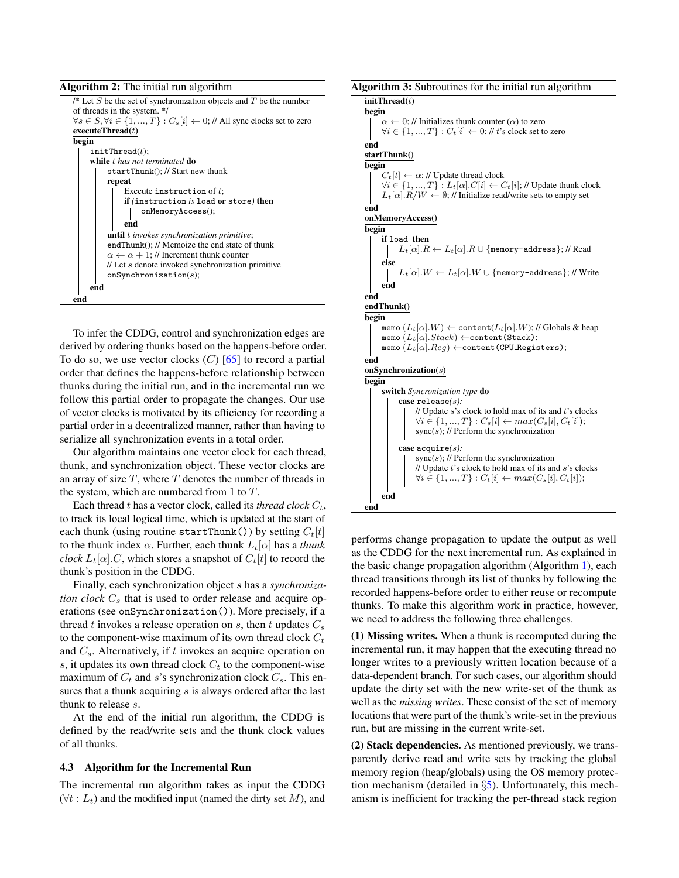**Algorithm 2:** The initial run algorithm

```
/* Let S be the set of synchronization objects and T be the number
of threads in the system. */
∀s ∈ S, ∀i ∈ {1, ..., T} : C_s[i] ← 0; // All sync clocks set to zero
executeThread(t)
begin
    initThread(t);
    while t has not terminated do
        startThunk(); // Start new thunk
        repeat
            Execute instruction of t;
            if (instruction is load or store) then
                onMemoryAccess();
            end
        until t invokes synchronization primitive;
        endThunk(); // Memoize the end state of thunk
        α ← α + 1; // Increment thunk counter
        // Let s denote invoked synchronization primitive
        onSynchronization(s);
    end
end
```

To infer the CDDG, control and synchronization edges are derived by ordering thunks based on the happens-before order. To do so, we use vector clocks ($C$) [65] to record a partial order that defines the happens-before relationship between thunks during the initial run, and in the incremental run we follow this partial order to propagate the changes. Our use of vector clocks is motivated by its efficiency for recording a partial order in a decentralized manner, rather than having to serialize all synchronization events in a total order.

Our algorithm maintains one vector clock for each thread, thunk, and synchronization object. These vector clocks are an array of size $T$, where $T$ denotes the number of threads in the system, which are numbered from 1 to $T$.

Each thread $t$ has a vector clock, called its *thread clock* $C_t$, to track its local logical time, which is updated at the start of each thunk (using routine `startThunk()`) by setting $C_t[t]$ to the thunk index $\alpha$. Further, each thunk $L_t[\alpha]$ has a *thunk clock* $L_t[\alpha].C$, which stores a snapshot of $C_t[t]$ to record the thunk's position in the CDDG.

Finally, each synchronization object $s$ has a *synchronization clock* $C_s$ that is used to order release and acquire operations (see `onSynchronization()`). More precisely, if a thread $t$ invokes a release operation on $s$, then $t$ updates $C_s$ to the component-wise maximum of its own thread clock $C_t$ and $C_s$. Alternatively, if $t$ invokes an acquire operation on $s$, it updates its own thread clock $C_t$ to the component-wise maximum of $C_t$ and $s$'s synchronization clock $C_s$. This ensures that a thunk acquiring $s$ is always ordered after the last thunk to release $s$.

At the end of the initial run algorithm, the CDDG is defined by the read/write sets and the thunk clock values of all thunks.

### 4.3 Algorithm for the Incremental Run

The incremental run algorithm takes as input the CDDG ($\forall t : L_t$) and the modified input (named the dirty set $M$), and performs change propagation to update the output as well as the CDDG for the next incremental run. As explained in the basic change propagation algorithm (Algorithm 1), each thread transitions through its list of thunks by following the recorded happens-before order to either reuse or recompute thunks. To make this algorithm work in practice, however, we need to address the following three challenges.

**Algorithm 3:** Subroutines for the initial run algorithm

```
initThread(t)
begin
    α ← 0; // Initializes thunk counter (α) to zero
    ∀i ∈ {1, ..., T} : C_t[i] ← 0; // t's clock set to zero
end
startThunk()
begin
    C_t[t] ← α; // Update thread clock
    ∀i ∈ {1, ..., T} : L_t[α].C[i] ← C_t[i]; // Update thunk clock
    L_t[α].R/W ← ∅; // Initialize read/write sets to empty set
end
onMemoryAccess()
begin
    if load then
        L_t[α].R ← L_t[α].R ∪ {memory-address}; // Read
    else
        L_t[α].W ← L_t[α].W ∪ {memory-address}; // Write
    end
end
endThunk()
begin
    memo (L_t[α].W) ← content(L_t[α].W); // Globals & heap
    memo (L_t[α].Stack) ← content(Stack);
    memo (L_t[α].Reg) ← content(CPU_Registers);
end
onSynchronization(s)
begin
    switch Syncronization type do
        case release(s):
            // Update s's clock to hold max of its and t's clocks
            ∀i ∈ {1, ..., T} : C_s[i] ← max(C_s[i], C_t[i]);
            sync(s); // Perform the synchronization
        case acquire(s):
            sync(s); // Perform the synchronization
            // Update t's clock to hold max of its and s's clocks
            ∀i ∈ {1, ..., T} : C_t[i] ← max(C_s[i], C_t[i]);
    end
end
```

**(1) Missing writes.** When a thunk is recomputed during the incremental run, it may happen that the executing thread no longer writes to a previously written location because of a data-dependent branch. For such cases, our algorithm should update the dirty set with the new write-set of the thunk as well as the *missing writes*. These consist of the set of memory locations that were part of the thunk's write-set in the previous run, but are missing in the current write-set.

**(2) Stack dependencies.** As mentioned previously, we transparently derive read and write sets by tracking the global memory region (heap/globals) using the OS memory protection mechanism (detailed in §5). Unfortunately, this mechanism is inefficient for tracking the per-thread stack region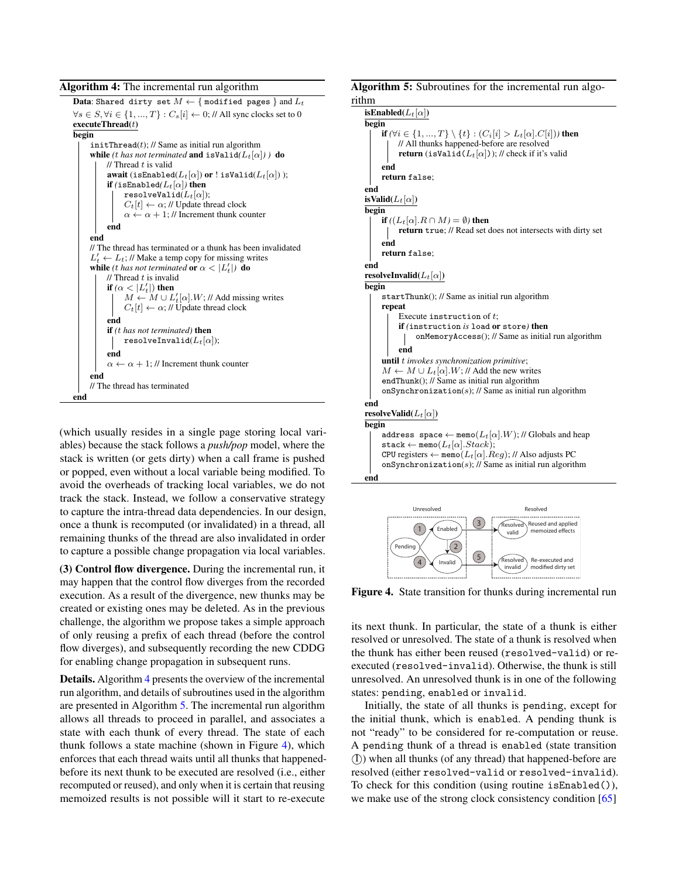**Algorithm 4:** The incremental run algorithm

```
Data: Shared dirty set M ← { modified pages } and L_t
∀s ∈ S, ∀i ∈ {1, ..., T} : C_s[i] ← 0; // All sync clocks set to 0
executeThread(t)
begin
    initThread(t); // Same as initial run algorithm
    while (t has not terminated and isValid(L_t[α]) ) do
        // Thread t is valid
        await (isEnabled(L_t[α]) or ! isValid(L_t[α]) );
        if (isEnabled(L_t[α]) then
            resolveValid(L_t[α]);
            C_t[t] ← α; // Update thread clock
            α ← α + 1; // Increment thunk counter
        end
    end
    // The thread has terminated or a thunk has been invalidated
    L'_t ← L_t; // Make a temp copy for missing writes
    while (t has not terminated or α < |L'_t|) do
        // Thread t is invalid
        if (α < |L'_t|) then
            M ← M ∪ L'_t[α].W; // Add missing writes
            C_t[t] ← α; // Update thread clock
        end
        if (t has not terminated) then
            resolveInvalid(L_t[α]);
        end
        α ← α + 1; // Increment thunk counter
    end
    // The thread has terminated
end
```

**Algorithm 5:** Subroutines for the incremental run algorithm

```
isEnabled(L_t[α])
begin
    if (∀i ∈ {1, ..., T} \ {t} : (C_i[i] > L_t[α].C[i])) then
        // All thunks happened-before are resolved
        return (isValid(L_t[α])); // check if it's valid
    end
    return false;
end
isValid(L_t[α])
begin
    if ((L_t[α].R ∩ M) = ∅) then
        return true; // Read set does not intersects with dirty set
    end
    return false;
end
resolveInvalid(L_t[α])
begin
    startThunk(); // Same as initial run algorithm
    repeat
        Execute instruction of t;
        if (instruction is load or store) then
            onMemoryAccess(); // Same as initial run algorithm
        end
    until t invokes synchronization primitive;
    M ← M ∪ L_t[α].W; // Add the new writes
    endThunk(); // Same as initial run algorithm
    onSynchronization(s); // Same as initial run algorithm
end
resolveValid(L_t[α])
begin
    address space ← memo(L_t[α].W); // Globals and heap
    stack ← memo(L_t[α].Stack);
    CPU registers ← memo(L_t[α].Reg); // Also adjusts PC
    onSynchronization(s); // Same as initial run algorithm
end
```

(which usually resides in a single page storing local variables) because the stack follows a *push/pop* model, where the stack is written (or gets dirty) when a call frame is pushed or popped, even without a local variable being modified. To avoid the overheads of tracking local variables, we do not track the stack. Instead, we follow a conservative strategy to capture the intra-thread data dependencies. In our design, once a thunk is recomputed (or invalidated) in a thread, all remaining thunks of the thread are also invalidated in order to capture a possible change propagation via local variables.

**(3) Control flow divergence.** During the incremental run, it may happen that the control flow diverges from the recorded execution. As a result of the divergence, new thunks may be created or existing ones may be deleted. As in the previous challenge, the algorithm we propose takes a simple approach of only reusing a prefix of each thread (before the control flow diverges), and subsequently recording the new CDDG for enabling change propagation in subsequent runs.

**Details.** Algorithm 4 presents the overview of the incremental run algorithm, and details of subroutines used in the algorithm are presented in Algorithm 5. The incremental run algorithm allows all threads to proceed in parallel, and associates a state with each thunk of every thread. The state of each thunk follows a state machine (shown in Figure 4), which enforces that each thread waits until all thunks that happened-before its next thunk to be executed are resolved (i.e., either recomputed or reused), and only when it is certain that reusing memoized results is not possible will it start to re-execute its next thunk. In particular, the state of a thunk is either resolved or unresolved. The state of a thunk is resolved when the thunk has either been reused (`resolved-valid`) or re-executed (`resolved-invalid`). Otherwise, the thunk is still unresolved. An unresolved thunk is in one of the following states: `pending`, `enabled` or `invalid`.

Figure 4. State transition for thunks during incremental run

Initially, the state of all thunks is `pending`, except for the initial thunk, which is `enabled`. A `pending` thunk is not "ready" to be considered for re-computation or reuse. A `pending` thunk of a thread is `enabled` (state transition (1)) when all thunks (of any thread) that happened-before are resolved (either `resolved-valid` or `resolved-invalid`). To check for this condition (using routine `isEnabled()`), we make use of the strong clock consistency condition [65]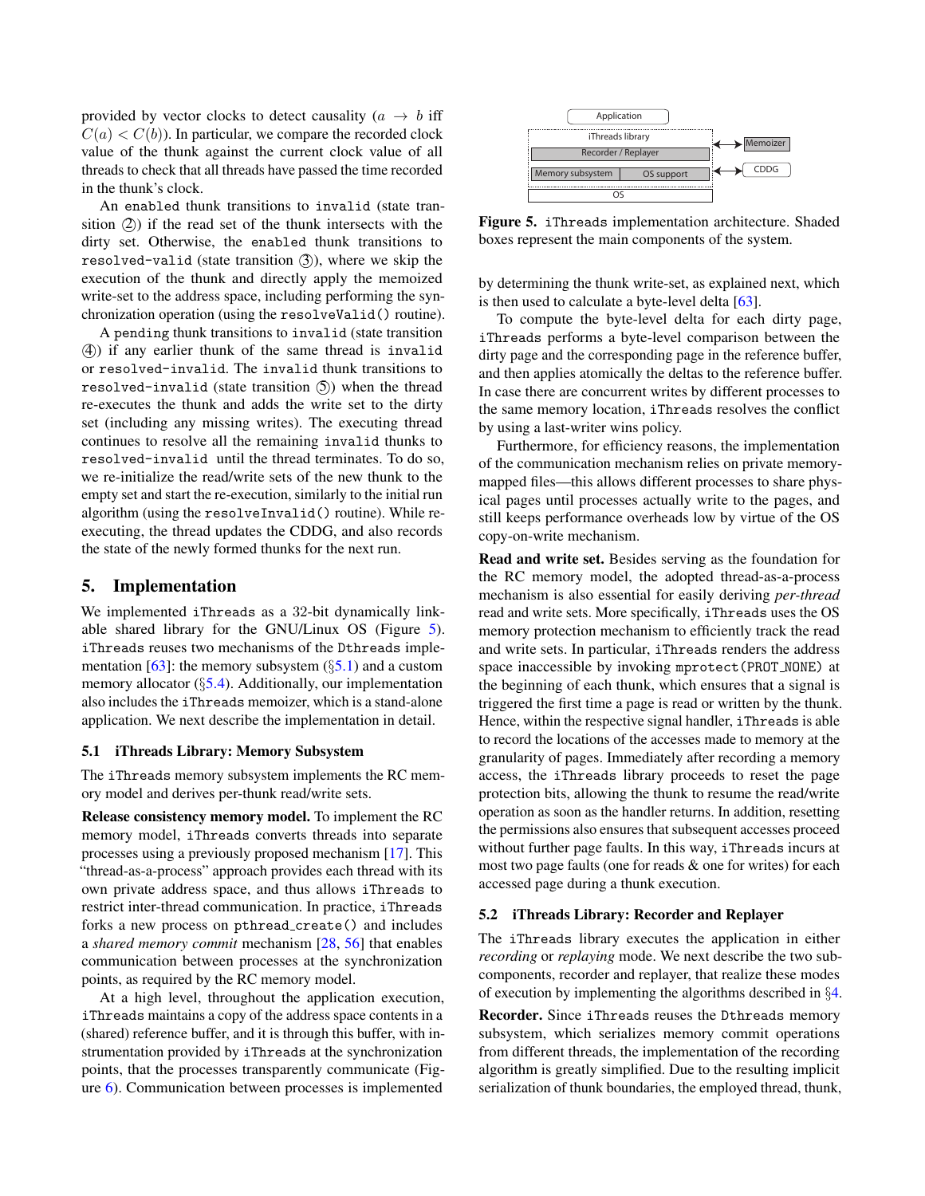provided by vector clocks to detect causality ($a \rightarrow b$ iff $C(a) < C(b)$). In particular, we compare the recorded clock value of the thunk against the current clock value of all threads to check that all threads have passed the time recorded in the thunk's clock.

An `enabled` thunk transitions to `invalid` (state transition ②) if the read set of the thunk intersects with the dirty set. Otherwise, the `enabled` thunk transitions to `resolved-valid` (state transition ③), where we skip the execution of the thunk and directly apply the memoized write-set to the address space, including performing the synchronization operation (using the `resolveValid()` routine).

A `pending` thunk transitions to `invalid` (state transition ④) if any earlier thunk of the same thread is `invalid` or `resolved-invalid`. The `invalid` thunk transitions to `resolved-invalid` (state transition ⑤) when the thread re-executes the thunk and adds the write set to the dirty set (including any missing writes). The executing thread continues to resolve all the remaining `invalid` thunks to `resolved-invalid` until the thread terminates. To do so, we re-initialize the read/write sets of the new thunk to the empty set and start the re-execution, similarly to the initial run algorithm (using the `resolveInvalid()` routine). While re-executing, the thread updates the CDDG, and also records the state of the newly formed thunks for the next run.

## 5. Implementation

We implemented `iThreads` as a 32-bit dynamically linkable shared library for the GNU/Linux OS (Figure 5). `iThreads` reuses two mechanisms of the `Dthreads` implementation [63]: the memory subsystem (§5.1) and a custom memory allocator (§5.4). Additionally, our implementation also includes the `iThreads` memoizer, which is a stand-alone application. We next describe the implementation in detail.

### 5.1 iThreads Library: Memory Subsystem

The `iThreads` memory subsystem implements the RC memory model and derives per-thunk read/write sets.

**Release consistency memory model.** To implement the RC memory model, `iThreads` converts threads into separate processes using a previously proposed mechanism [17]. This "thread-as-a-process" approach provides each thread with its own private address space, and thus allows `iThreads` to restrict inter-thread communication. In practice, `iThreads` forks a new process on `pthread_create()` and includes a *shared memory commit* mechanism [28, 56] that enables communication between processes at the synchronization points, as required by the RC memory model.

At a high level, throughout the application execution, `iThreads` maintains a copy of the address space contents in a (shared) reference buffer, and it is through this buffer, with instrumentation provided by `iThreads` at the synchronization points, that the processes transparently communicate (Figure 6). Communication between processes is implemented by determining the thunk write-set, as explained next, which is then used to calculate a byte-level delta [63].

Application

iThreads library

Recorder / Replayer

Memoizer

Memory subsystem

OS support

CDDG

OS

**Figure 5.** `iThreads` implementation architecture. Shaded boxes represent the main components of the system.

To compute the byte-level delta for each dirty page, `iThreads` performs a byte-level comparison between the dirty page and the corresponding page in the reference buffer, and then applies atomically the deltas to the reference buffer. In case there are concurrent writes by different processes to the same memory location, `iThreads` resolves the conflict by using a last-writer wins policy.

Furthermore, for efficiency reasons, the implementation of the communication mechanism relies on private memory-mapped files—this allows different processes to share physical pages until processes actually write to the pages, and still keeps performance overheads low by virtue of the OS copy-on-write mechanism.

**Read and write set.** Besides serving as the foundation for the RC memory model, the adopted thread-as-a-process mechanism is also essential for easily deriving *per-thread* read and write sets. More specifically, `iThreads` uses the OS memory protection mechanism to efficiently track the read and write sets. In particular, `iThreads` renders the address space inaccessible by invoking `mprotect(PROT_NONE)` at the beginning of each thunk, which ensures that a signal is triggered the first time a page is read or written by the thunk. Hence, within the respective signal handler, `iThreads` is able to record the locations of the accesses made to memory at the granularity of pages. Immediately after recording a memory access, the `iThreads` library proceeds to reset the page protection bits, allowing the thunk to resume the read/write operation as soon as the handler returns. In addition, resetting the permissions also ensures that subsequent accesses proceed without further page faults. In this way, `iThreads` incurs at most two page faults (one for reads & one for writes) for each accessed page during a thunk execution.

### 5.2 iThreads Library: Recorder and Replayer

The `iThreads` library executes the application in either *recording* or *replaying* mode. We next describe the two subcomponents, recorder and replayer, that realize these modes of execution by implementing the algorithms described in §4.

**Recorder.** Since `iThreads` reuses the `Dthreads` memory subsystem, which serializes memory commit operations from different threads, the implementation of the recording algorithm is greatly simplified. Due to the resulting implicit serialization of thunk boundaries, the employed thread, thunk,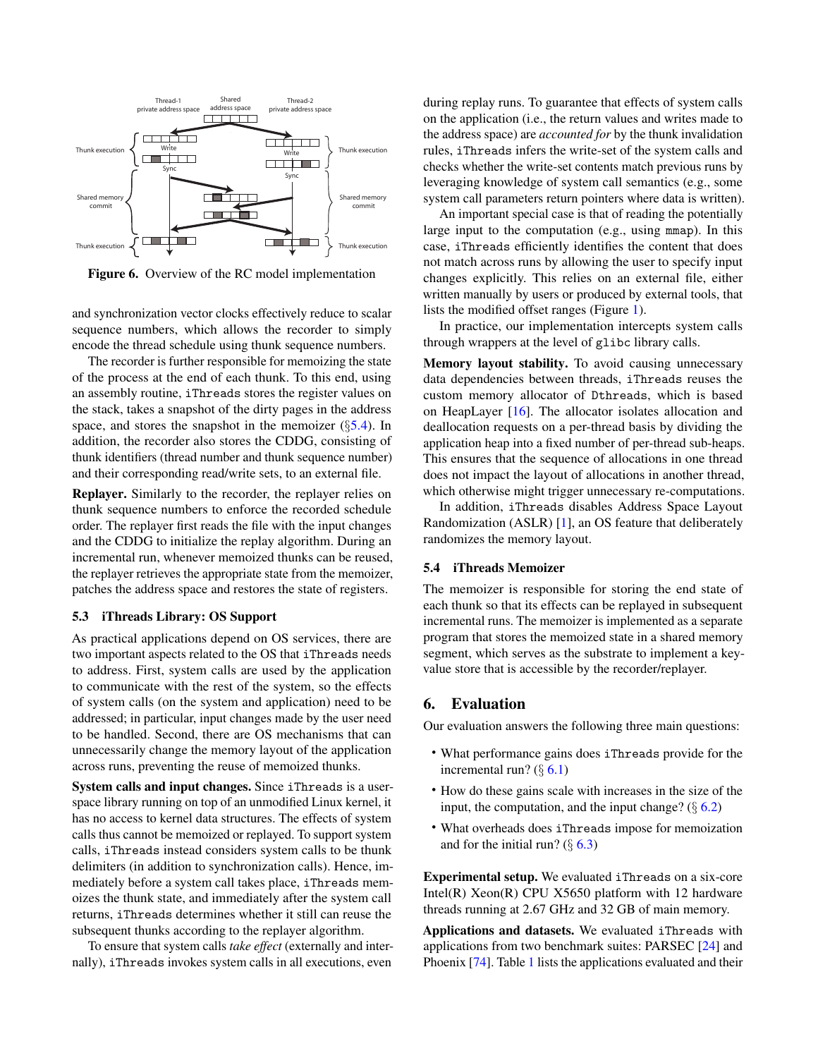Thread-1
private address space

Shared
address space

Thread-2
private address space

Thunk execution

Write

Sync

Shared memory
commit

Thunk execution

Figure 6. Overview of the RC model implementation

and synchronization vector clocks effectively reduce to scalar sequence numbers, which allows the recorder to simply encode the thread schedule using thunk sequence numbers.

The recorder is further responsible for memoizing the state of the process at the end of each thunk. To this end, using an assembly routine, iThreads stores the register values on the stack, takes a snapshot of the dirty pages in the address space, and stores the snapshot in the memoizer (§5.4). In addition, the recorder also stores the CDDG, consisting of thunk identifiers (thread number and thunk sequence number) and their corresponding read/write sets, to an external file.

**Replayer.** Similarly to the recorder, the replayer relies on thunk sequence numbers to enforce the recorded schedule order. The replayer first reads the file with the input changes and the CDDG to initialize the replay algorithm. During an incremental run, whenever memoized thunks can be reused, the replayer retrieves the appropriate state from the memoizer, patches the address space and restores the state of registers.

### 5.3 iThreads Library: OS Support

As practical applications depend on OS services, there are two important aspects related to the OS that iThreads needs to address. First, system calls are used by the application to communicate with the rest of the system, so the effects of system calls (on the system and application) need to be addressed; in particular, input changes made by the user need to be handled. Second, there are OS mechanisms that can unnecessarily change the memory layout of the application across runs, preventing the reuse of memoized thunks.

**System calls and input changes.** Since iThreads is a user-space library running on top of an unmodified Linux kernel, it has no access to kernel data structures. The effects of system calls thus cannot be memoized or replayed. To support system calls, iThreads instead considers system calls to be thunk delimiters (in addition to synchronization calls). Hence, immediately before a system call takes place, iThreads memoizes the thunk state, and immediately after the system call returns, iThreads determines whether it still can reuse the subsequent thunks according to the replayer algorithm.

To ensure that system calls *take effect* (externally and internally), iThreads invokes system calls in all executions, even during replay runs. To guarantee that effects of system calls on the application (i.e., the return values and writes made to the address space) are *accounted for* by the thunk invalidation rules, iThreads infers the write-set of the system calls and checks whether the write-set contents match previous runs by leveraging knowledge of system call semantics (e.g., some system call parameters return pointers where data is written).

An important special case is that of reading the potentially large input to the computation (e.g., using mmap). In this case, iThreads efficiently identifies the content that does not match across runs by allowing the user to specify input changes explicitly. This relies on an external file, either written manually by users or produced by external tools, that lists the modified offset ranges (Figure 1).

In practice, our implementation intercepts system calls through wrappers at the level of glibc library calls.

**Memory layout stability.** To avoid causing unnecessary data dependencies between threads, iThreads reuses the custom memory allocator of Dthreads, which is based on HeapLayer [16]. The allocator isolates allocation and deallocation requests on a per-thread basis by dividing the application heap into a fixed number of per-thread sub-heaps. This ensures that the sequence of allocations in one thread does not impact the layout of allocations in another thread, which otherwise might trigger unnecessary re-computations.

In addition, iThreads disables Address Space Layout Randomization (ASLR) [1], an OS feature that deliberately randomizes the memory layout.

### 5.4 iThreads Memoizer

The memoizer is responsible for storing the end state of each thunk so that its effects can be replayed in subsequent incremental runs. The memoizer is implemented as a separate program that stores the memoized state in a shared memory segment, which serves as the substrate to implement a key-value store that is accessible by the recorder/replayer.

## 6. Evaluation

Our evaluation answers the following three main questions:

- What performance gains does iThreads provide for the incremental run? (§ 6.1)
- How do these gains scale with increases in the size of the input, the computation, and the input change? (§ 6.2)
- What overheads does iThreads impose for memoization and for the initial run? (§ 6.3)

**Experimental setup.** We evaluated iThreads on a six-core Intel(R) Xeon(R) CPU X5650 platform with 12 hardware threads running at 2.67 GHz and 32 GB of main memory.

**Applications and datasets.** We evaluated iThreads with applications from two benchmark suites: PARSEC [24] and Phoenix [74]. Table 1 lists the applications evaluated and their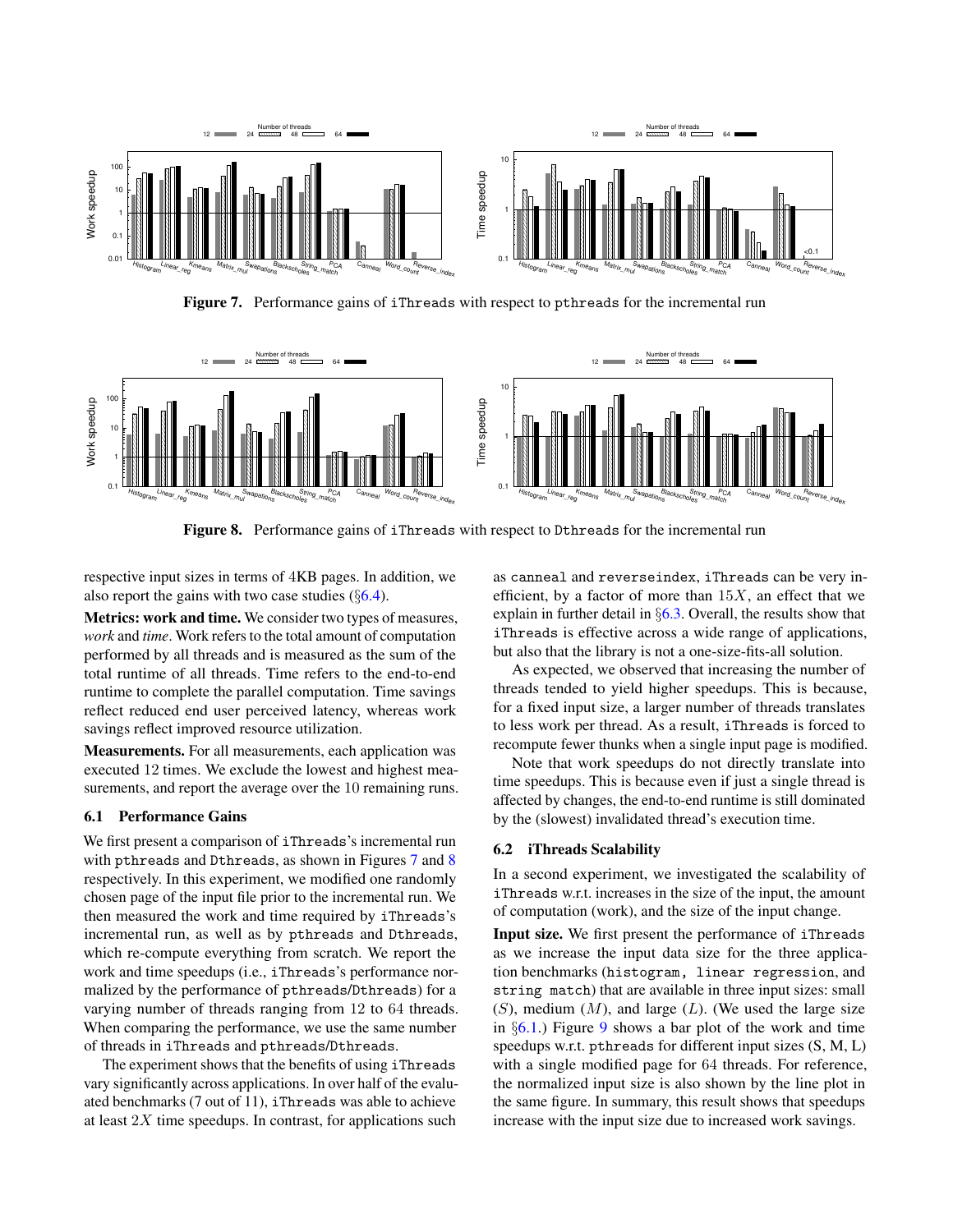**Figure 7.** Performance gains of `iThreads` with respect to `pthreads` for the incremental run

**Figure 8.** Performance gains of `iThreads` with respect to `Dthreads` for the incremental run

respective input sizes in terms of 4KB pages. In addition, we also report the gains with two case studies (§6.4).

**Metrics: work and time.** We consider two types of measures, *work* and *time*. Work refers to the total amount of computation performed by all threads and is measured as the sum of the total runtime of all threads. Time refers to the end-to-end runtime to complete the parallel computation. Time savings reflect reduced end user perceived latency, whereas work savings reflect improved resource utilization.

**Measurements.** For all measurements, each application was executed 12 times. We exclude the lowest and highest measurements, and report the average over the 10 remaining runs.

### 6.1 Performance Gains

We first present a comparison of `iThreads`'s incremental run with `pthreads` and `Dthreads`, as shown in Figures 7 and 8 respectively. In this experiment, we modified one randomly chosen page of the input file prior to the incremental run. We then measured the work and time required by `iThreads`'s incremental run, as well as by `pthreads` and `Dthreads`, which re-compute everything from scratch. We report the work and time speedups (i.e., `iThreads`'s performance normalized by the performance of `pthreads`/`Dthreads`) for a varying number of threads ranging from 12 to 64 threads. When comparing the performance, we use the same number of threads in `iThreads` and `pthreads`/`Dthreads`.

The experiment shows that the benefits of using `iThreads` vary significantly across applications. In over half of the evaluated benchmarks (7 out of 11), `iThreads` was able to achieve at least $2X$ time speedups. In contrast, for applications such as `canneal` and `reverseindex`, `iThreads` can be very inefficient, by a factor of more than $15X$, an effect that we explain in further detail in §6.3. Overall, the results show that `iThreads` is effective across a wide range of applications, but also that the library is not a one-size-fits-all solution.

As expected, we observed that increasing the number of threads tended to yield higher speedups. This is because, for a fixed input size, a larger number of threads translates to less work per thread. As a result, `iThreads` is forced to recompute fewer thunks when a single input page is modified.

Note that work speedups do not directly translate into time speedups. This is because even if just a single thread is affected by changes, the end-to-end runtime is still dominated by the (slowest) invalidated thread's execution time.

### 6.2 iThreads Scalability

In a second experiment, we investigated the scalability of `iThreads` w.r.t. increases in the size of the input, the amount of computation (work), and the size of the input change.

**Input size.** We first present the performance of `iThreads` as we increase the input data size for the three application benchmarks (`histogram, linear regression`, and `string match`) that are available in three input sizes: small ($S$), medium ($M$), and large ($L$). (We used the large size in §6.1.) Figure 9 shows a bar plot of the work and time speedups w.r.t. `pthreads` for different input sizes (S, M, L) with a single modified page for 64 threads. For reference, the normalized input size is also shown by the line plot in the same figure. In summary, this result shows that speedups increase with the input size due to increased work savings.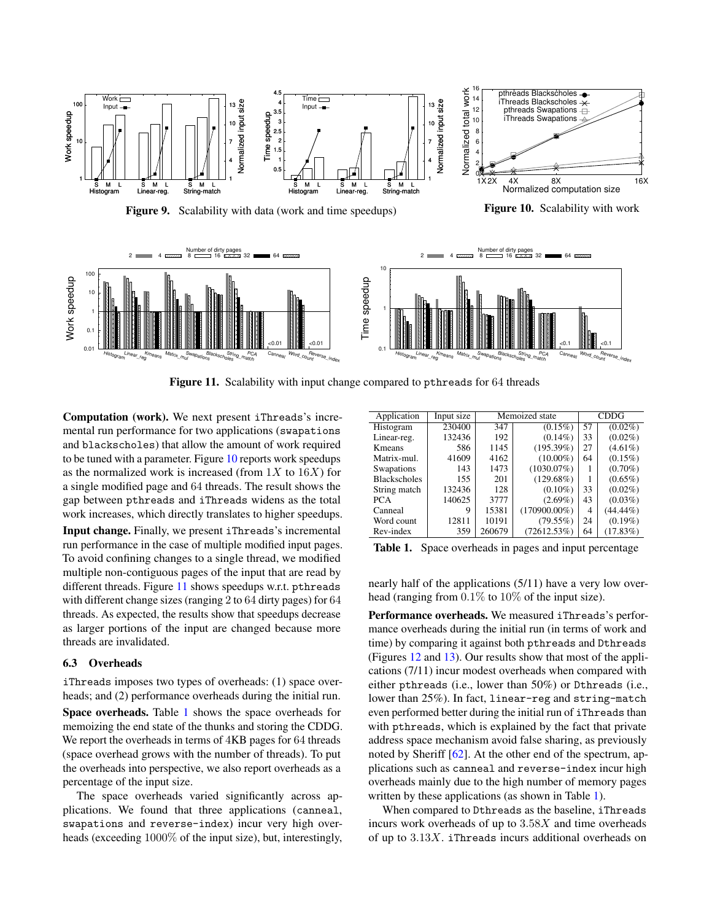Figure 9. Scalability with data (work and time speedups)

Figure 10. Scalability with work

Figure 11. Scalability with input change compared to pthreads for 64 threads

**Computation (work).** We next present iThreads's incremental run performance for two applications (swapations and blackscholes) that allow the amount of work required to be tuned with a parameter. Figure 10 reports work speedups as the normalized work is increased (from $1X$ to $16X$) for a single modified page and $64$ threads. The result shows the gap between pthreads and iThreads widens as the total work increases, which directly translates to higher speedups.

**Input change.** Finally, we present iThreads's incremental run performance in the case of multiple modified input pages. To avoid confining changes to a single thread, we modified multiple non-contiguous pages of the input that are read by different threads. Figure 11 shows speedups w.r.t. pthreads with different change sizes (ranging $2$ to $64$ dirty pages) for $64$ threads. As expected, the results show that speedups decrease as larger portions of the input are changed because more threads are invalidated.

### 6.3 Overheads

iThreads imposes two types of overheads: (1) space overheads; and (2) performance overheads during the initial run.

**Space overheads.** Table 1 shows the space overheads for memoizing the end state of the thunks and storing the CDDG. We report the overheads in terms of 4KB pages for $64$ threads (space overhead grows with the number of threads). To put the overheads into perspective, we also report overheads as a percentage of the input size.

The space overheads varied significantly across applications. We found that three applications (canneal, swapations and reverse-index) incur very high overheads (exceeding $1000\%$ of the input size), but, interestingly, nearly half of the applications (5/11) have a very low overhead (ranging from $0.1\%$ to $10\%$ of the input size).

| Application | Input size | Memoized state | | CDDG | |
|---|---|---|---|---|---|
| Histogram | 230400 | 347 | (0.15%) | 57 | (0.02%) |
| Linear-reg. | 132436 | 192 | (0.14%) | 33 | (0.02%) |
| Kmeans | 586 | 1145 | (195.39%) | 27 | (4.61%) |
| Matrix-mul. | 41609 | 4162 | (10.00%) | 64 | (0.15%) |
| Swapations | 143 | 1473 | (1030.07%) | 1 | (0.70%) |
| Blackscholes | 155 | 201 | (129.68%) | 1 | (0.65%) |
| String match | 132436 | 128 | (0.10%) | 33 | (0.02%) |
| PCA | 140625 | 3777 | (2.69%) | 43 | (0.03%) |
| Canneal | 9 | 15381 | (170900.00%) | 4 | (44.44%) |
| Word count | 12811 | 10191 | (79.55%) | 24 | (0.19%) |
| Rev-index | 359 | 260679 | (72612.53%) | 64 | (17.83%) |

**Table 1.** Space overheads in pages and input percentage

**Performance overheads.** We measured iThreads's performance overheads during the initial run (in terms of work and time) by comparing it against both pthreads and Dthreads (Figures 12 and 13). Our results show that most of the applications (7/11) incur modest overheads when compared with either pthreads (i.e., lower than 50%) or Dthreads (i.e., lower than 25%). In fact, linear-reg and string-match even performed better during the initial run of iThreads than with pthreads, which is explained by the fact that private address space mechanism avoid false sharing, as previously noted by Sheriff [62]. At the other end of the spectrum, applications such as canneal and reverse-index incur high overheads mainly due to the high number of memory pages written by these applications (as shown in Table 1).

When compared to Dthreads as the baseline, iThreads incurs work overheads of up to $3.58X$ and time overheads of up to $3.13X$. iThreads incurs additional overheads on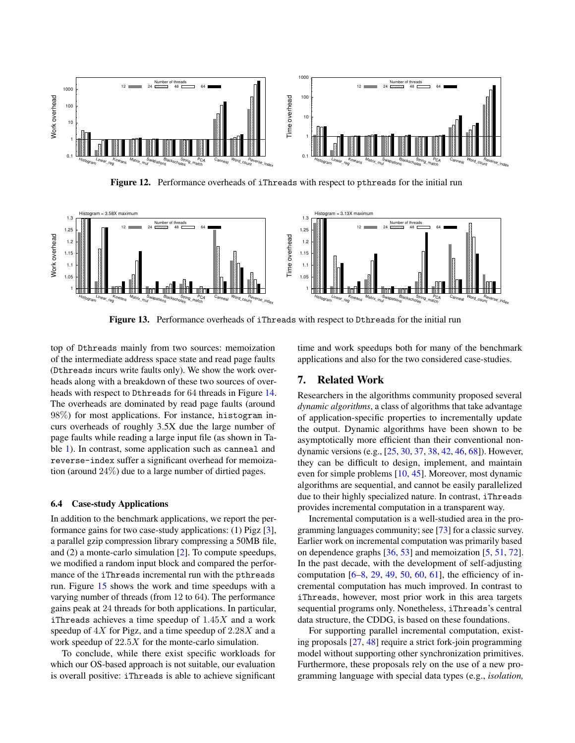Figure 12. Performance overheads of `iThreads` with respect to `pthreads` for the initial run

Figure 13. Performance overheads of `iThreads` with respect to `Dthreads` for the initial run

top of `Dthreads` mainly from two sources: memoization of the intermediate address space state and read page faults (`Dthreads` incurs write faults only). We show the work overheads along with a breakdown of these two sources of overheads with respect to `Dthreads` for 64 threads in Figure 14. The overheads are dominated by read page faults (around 98%) for most applications. For instance, `histogram` incurs overheads of roughly 3.5X due the large number of page faults while reading a large input file (as shown in Table 1). In contrast, some application such as `canneal` and `reverse-index` suffer a significant overhead for memoization (around 24%) due to a large number of dirtied pages.

### 6.4 Case-study Applications

In addition to the benchmark applications, we report the performance gains for two case-study applications: (1) Pigz [3], a parallel gzip compression library compressing a 50MB file, and (2) a monte-carlo simulation [2]. To compute speedups, we modified a random input block and compared the performance of the `iThreads` incremental run with the `pthreads` run. Figure 15 shows the work and time speedups with a varying number of threads (from 12 to 64). The performance gains peak at 24 threads for both applications. In particular, `iThreads` achieves a time speedup of $1.45X$ and a work speedup of $4X$ for Pigz, and a time speedup of $2.28X$ and a work speedup of $22.5X$ for the monte-carlo simulation.

To conclude, while there exist specific workloads for which our OS-based approach is not suitable, our evaluation is overall positive: `iThreads` is able to achieve significant time and work speedups both for many of the benchmark applications and also for the two considered case-studies.

## 7. Related Work

Researchers in the algorithms community proposed several *dynamic algorithms*, a class of algorithms that take advantage of application-specific properties to incrementally update the output. Dynamic algorithms have been shown to be asymptotically more efficient than their conventional non-dynamic versions (e.g., [25, 30, 37, 38, 42, 46, 68]). However, they can be difficult to design, implement, and maintain even for simple problems [10, 45]. Moreover, most dynamic algorithms are sequential, and cannot be easily parallelized due to their highly specialized nature. In contrast, `iThreads` provides incremental computation in a transparent way.

Incremental computation is a well-studied area in the programming languages community; see [73] for a classic survey. Earlier work on incremental computation was primarily based on dependence graphs [36, 53] and memoization [5, 51, 72]. In the past decade, with the development of self-adjusting computation [6–8, 29, 49, 50, 60, 61], the efficiency of incremental computation has much improved. In contrast to `iThreads`, however, most prior work in this area targets sequential programs only. Nonetheless, `iThreads`'s central data structure, the CDDG, is based on these foundations.

For supporting parallel incremental computation, existing proposals [27, 48] require a strict fork-join programming model without supporting other synchronization primitives. Furthermore, these proposals rely on the use of a new programming language with special data types (e.g., *isolation,*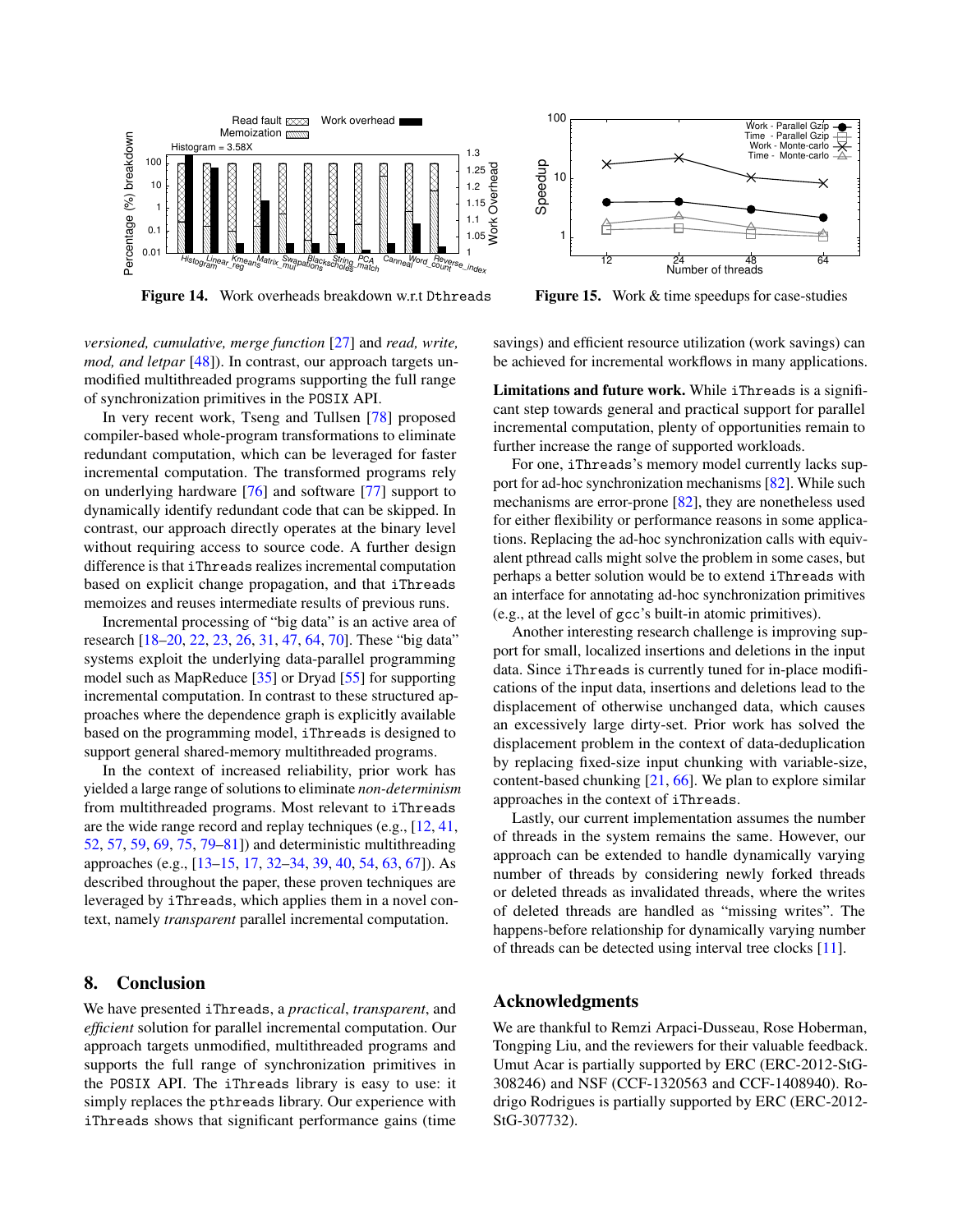Read fault
Memoization
Work overhead
Histogram = 3.58X
Percentage (%) breakdown
100
10
1
0.1
0.01
1.3
1.25
1.2
1.15
1.1
1.05
1
Work Overhead
Histogram Linear_reg Kmeans Matrix_mul Swaptions Blackscholes String_match PCA Canneal Word_count Reverse_index

**Figure 14.** Work overheads breakdown w.r.t Dthreads

100
10
1
Speedup
Work - Parallel Gzip
Time - Parallel Gzip
Work - Monte-carlo
Time - Monte-carlo
12 24 48 64
Number of threads

**Figure 15.** Work & time speedups for case-studies

*versioned, cumulative, merge function* [27] and *read, write, mod, and letpar* [48]). In contrast, our approach targets unmodified multithreaded programs supporting the full range of synchronization primitives in the POSIX API.

In very recent work, Tseng and Tullsen [78] proposed compiler-based whole-program transformations to eliminate redundant computation, which can be leveraged for faster incremental computation. The transformed programs rely on underlying hardware [76] and software [77] support to dynamically identify redundant code that can be skipped. In contrast, our approach directly operates at the binary level without requiring access to source code. A further design difference is that iThreads realizes incremental computation based on explicit change propagation, and that iThreads memoizes and reuses intermediate results of previous runs.

Incremental processing of "big data" is an active area of research [18–20, 22, 23, 26, 31, 47, 64, 70]. These "big data" systems exploit the underlying data-parallel programming model such as MapReduce [35] or Dryad [55] for supporting incremental computation. In contrast to these structured approaches where the dependence graph is explicitly available based on the programming model, iThreads is designed to support general shared-memory multithreaded programs.

In the context of increased reliability, prior work has yielded a large range of solutions to eliminate *non-determinism* from multithreaded programs. Most relevant to iThreads are the wide range record and replay techniques (e.g., [12, 41, 52, 57, 59, 69, 75, 79–81]) and deterministic multithreading approaches (e.g., [13–15, 17, 32–34, 39, 40, 54, 63, 67]). As described throughout the paper, these proven techniques are leveraged by iThreads, which applies them in a novel context, namely *transparent* parallel incremental computation.

## 8. Conclusion

We have presented iThreads, a *practical*, *transparent*, and *efficient* solution for parallel incremental computation. Our approach targets unmodified, multithreaded programs and supports the full range of synchronization primitives in the POSIX API. The iThreads library is easy to use: it simply replaces the pthreads library. Our experience with iThreads shows that significant performance gains (time savings) and efficient resource utilization (work savings) can be achieved for incremental workflows in many applications.

**Limitations and future work.** While iThreads is a significant step towards general and practical support for parallel incremental computation, plenty of opportunities remain to further increase the range of supported workloads.

For one, iThreads's memory model currently lacks support for ad-hoc synchronization mechanisms [82]. While such mechanisms are error-prone [82], they are nonetheless used for either flexibility or performance reasons in some applications. Replacing the ad-hoc synchronization calls with equivalent pthread calls might solve the problem in some cases, but perhaps a better solution would be to extend iThreads with an interface for annotating ad-hoc synchronization primitives (e.g., at the level of gcc's built-in atomic primitives).

Another interesting research challenge is improving support for small, localized insertions and deletions in the input data. Since iThreads is currently tuned for in-place modifications of the input data, insertions and deletions lead to the displacement of otherwise unchanged data, which causes an excessively large dirty-set. Prior work has solved the displacement problem in the context of data-deduplication by replacing fixed-size input chunking with variable-size, content-based chunking [21, 66]. We plan to explore similar approaches in the context of iThreads.

Lastly, our current implementation assumes the number of threads in the system remains the same. However, our approach can be extended to handle dynamically varying number of threads by considering newly forked threads or deleted threads as invalidated threads, where the writes of deleted threads are handled as "missing writes". The happens-before relationship for dynamically varying number of threads can be detected using interval tree clocks [11].

## Acknowledgments

We are thankful to Remzi Arpaci-Dusseau, Rose Hoberman, Tongping Liu, and the reviewers for their valuable feedback. Umut Acar is partially supported by ERC (ERC-2012-StG-308246) and NSF (CCF-1320563 and CCF-1408940). Rodrigo Rodrigues is partially supported by ERC (ERC-2012-StG-307732).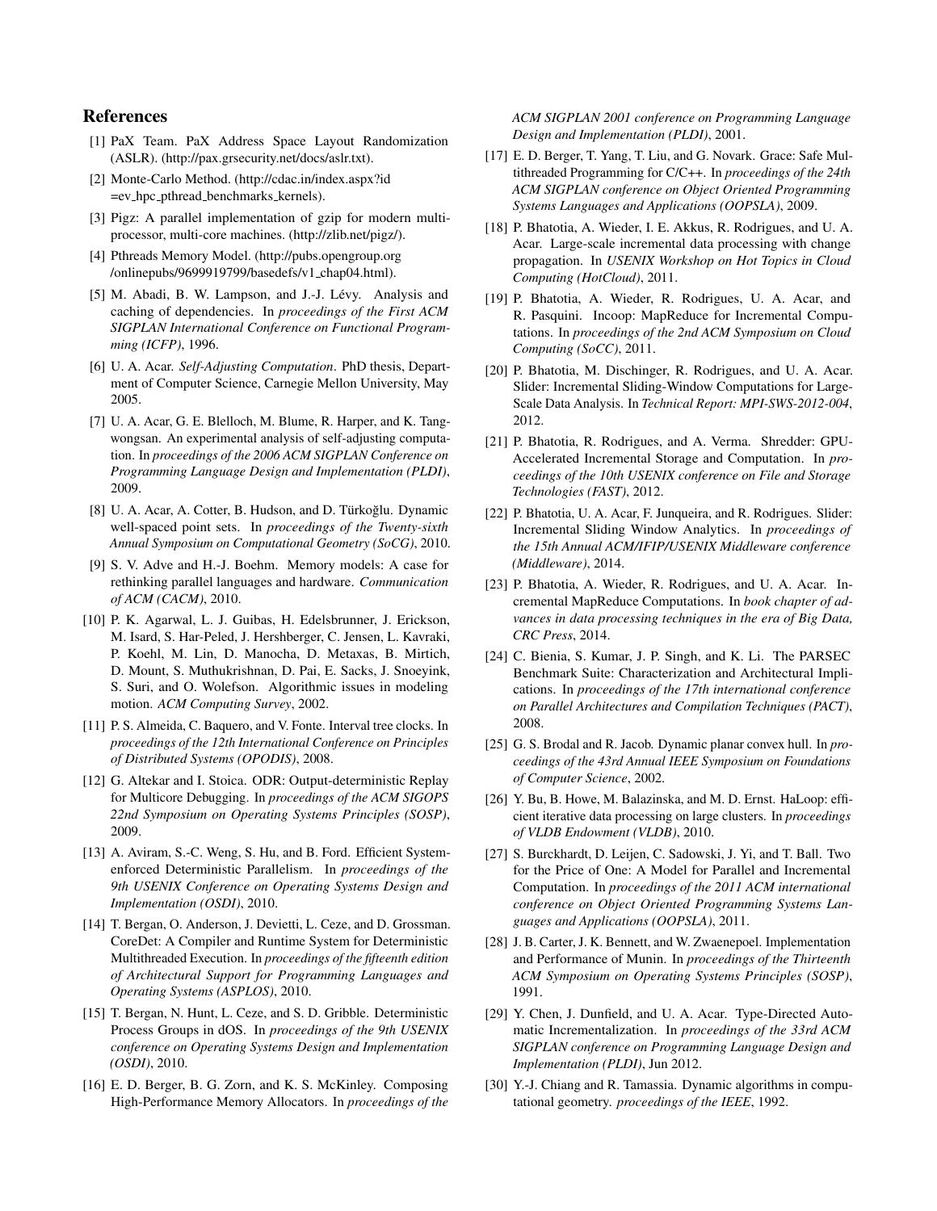## References

[1] PaX Team. PaX Address Space Layout Randomization (ASLR). (http://pax.grsecurity.net/docs/aslr.txt).

[2] Monte-Carlo Method. (http://cdac.in/index.aspx?id =ev_hpc_pthread_benchmarks_kernels).

[3] Pigz: A parallel implementation of gzip for modern multi-processor, multi-core machines. (http://zlib.net/pigz/).

[4] Pthreads Memory Model. (http://pubs.opengroup.org /onlinepubs/9699919799/basedefs/v1_chap04.html).

[5] M. Abadi, B. W. Lampson, and J.-J. Lévy. Analysis and caching of dependencies. In *proceedings of the First ACM SIGPLAN International Conference on Functional Programming (ICFP)*, 1996.

[6] U. A. Acar. *Self-Adjusting Computation*. PhD thesis, Department of Computer Science, Carnegie Mellon University, May 2005.

[7] U. A. Acar, G. E. Blelloch, M. Blume, R. Harper, and K. Tangwongsan. An experimental analysis of self-adjusting computation. In *proceedings of the 2006 ACM SIGPLAN Conference on Programming Language Design and Implementation (PLDI)*, 2009.

[8] U. A. Acar, A. Cotter, B. Hudson, and D. Türkoğlu. Dynamic well-spaced point sets. In *proceedings of the Twenty-sixth Annual Symposium on Computational Geometry (SoCG)*, 2010.

[9] S. V. Adve and H.-J. Boehm. Memory models: A case for rethinking parallel languages and hardware. *Communication of ACM (CACM)*, 2010.

[10] P. K. Agarwal, L. J. Guibas, H. Edelsbrunner, J. Erickson, M. Isard, S. Har-Peled, J. Hershberger, C. Jensen, L. Kavraki, P. Koehl, M. Lin, D. Manocha, D. Metaxas, B. Mirtich, D. Mount, S. Muthukrishnan, D. Pai, E. Sacks, J. Snoeyink, S. Suri, and O. Wolefson. Algorithmic issues in modeling motion. *ACM Computing Survey*, 2002.

[11] P. S. Almeida, C. Baquero, and V. Fonte. Interval tree clocks. In *proceedings of the 12th International Conference on Principles of Distributed Systems (OPODIS)*, 2008.

[12] G. Altekar and I. Stoica. ODR: Output-deterministic Replay for Multicore Debugging. In *proceedings of the ACM SIGOPS 22nd Symposium on Operating Systems Principles (SOSP)*, 2009.

[13] A. Aviram, S.-C. Weng, S. Hu, and B. Ford. Efficient System-enforced Deterministic Parallelism. In *proceedings of the 9th USENIX Conference on Operating Systems Design and Implementation (OSDI)*, 2010.

[14] T. Bergan, O. Anderson, J. Devietti, L. Ceze, and D. Grossman. CoreDet: A Compiler and Runtime System for Deterministic Multithreaded Execution. In *proceedings of the fifteenth edition of Architectural Support for Programming Languages and Operating Systems (ASPLOS)*, 2010.

[15] T. Bergan, N. Hunt, L. Ceze, and S. D. Gribble. Deterministic Process Groups in dOS. In *proceedings of the 9th USENIX conference on Operating Systems Design and Implementation (OSDI)*, 2010.

[16] E. D. Berger, B. G. Zorn, and K. S. McKinley. Composing High-Performance Memory Allocators. In *proceedings of the ACM SIGPLAN 2001 conference on Programming Language Design and Implementation (PLDI)*, 2001.

[17] E. D. Berger, T. Yang, T. Liu, and G. Novark. Grace: Safe Multithreaded Programming for C/C++. In *proceedings of the 24th ACM SIGPLAN conference on Object Oriented Programming Systems Languages and Applications (OOPSLA)*, 2009.

[18] P. Bhatotia, A. Wieder, I. E. Akkus, R. Rodrigues, and U. A. Acar. Large-scale incremental data processing with change propagation. In *USENIX Workshop on Hot Topics in Cloud Computing (HotCloud)*, 2011.

[19] P. Bhatotia, A. Wieder, R. Rodrigues, U. A. Acar, and R. Pasquini. Incoop: MapReduce for Incremental Computations. In *proceedings of the 2nd ACM Symposium on Cloud Computing (SoCC)*, 2011.

[20] P. Bhatotia, M. Dischinger, R. Rodrigues, and U. A. Acar. Slider: Incremental Sliding-Window Computations for Large-Scale Data Analysis. In *Technical Report: MPI-SWS-2012-004*, 2012.

[21] P. Bhatotia, R. Rodrigues, and A. Verma. Shredder: GPU-Accelerated Incremental Storage and Computation. In *proceedings of the 10th USENIX conference on File and Storage Technologies (FAST)*, 2012.

[22] P. Bhatotia, U. A. Acar, F. Junqueira, and R. Rodrigues. Slider: Incremental Sliding Window Analytics. In *proceedings of the 15th Annual ACM/IFIP/USENIX Middleware conference (Middleware)*, 2014.

[23] P. Bhatotia, A. Wieder, R. Rodrigues, and U. A. Acar. Incremental MapReduce Computations. In *book chapter of advances in data processing techniques in the era of Big Data, CRC Press*, 2014.

[24] C. Bienia, S. Kumar, J. P. Singh, and K. Li. The PARSEC Benchmark Suite: Characterization and Architectural Implications. In *proceedings of the 17th international conference on Parallel Architectures and Compilation Techniques (PACT)*, 2008.

[25] G. S. Brodal and R. Jacob. Dynamic planar convex hull. In *proceedings of the 43rd Annual IEEE Symposium on Foundations of Computer Science*, 2002.

[26] Y. Bu, B. Howe, M. Balazinska, and M. D. Ernst. HaLoop: efficient iterative data processing on large clusters. In *proceedings of VLDB Endowment (VLDB)*, 2010.

[27] S. Burckhardt, D. Leijen, C. Sadowski, J. Yi, and T. Ball. Two for the Price of One: A Model for Parallel and Incremental Computation. In *proceedings of the 2011 ACM international conference on Object Oriented Programming Systems Languages and Applications (OOPSLA)*, 2011.

[28] J. B. Carter, J. K. Bennett, and W. Zwaenepoel. Implementation and Performance of Munin. In *proceedings of the Thirteenth ACM Symposium on Operating Systems Principles (SOSP)*, 1991.

[29] Y. Chen, J. Dunfield, and U. A. Acar. Type-Directed Automatic Incrementalization. In *proceedings of the 33rd ACM SIGPLAN conference on Programming Language Design and Implementation (PLDI)*, Jun 2012.

[30] Y.-J. Chiang and R. Tamassia. Dynamic algorithms in computational geometry. *proceedings of the IEEE*, 1992.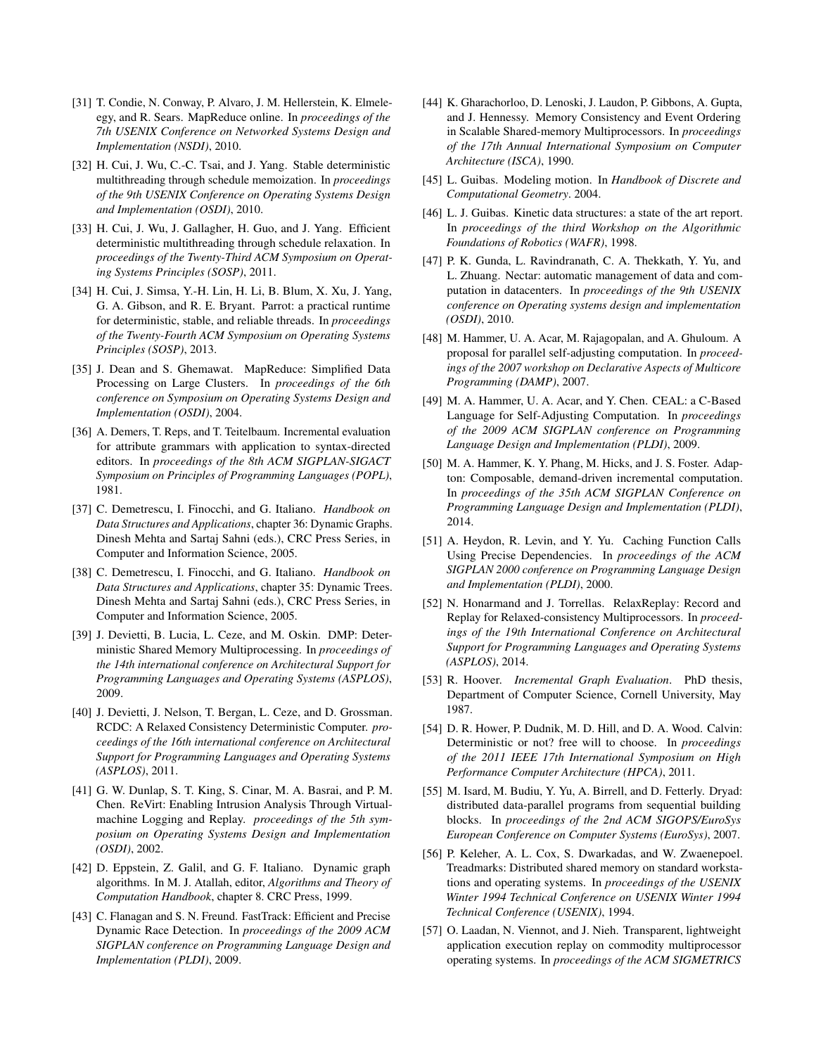[31] T. Condie, N. Conway, P. Alvaro, J. M. Hellerstein, K. Elmeleegy, and R. Sears. MapReduce online. In *proceedings of the 7th USENIX Conference on Networked Systems Design and Implementation (NSDI)*, 2010.

[32] H. Cui, J. Wu, C.-C. Tsai, and J. Yang. Stable deterministic multithreading through schedule memoization. In *proceedings of the 9th USENIX Conference on Operating Systems Design and Implementation (OSDI)*, 2010.

[33] H. Cui, J. Wu, J. Gallagher, H. Guo, and J. Yang. Efficient deterministic multithreading through schedule relaxation. In *proceedings of the Twenty-Third ACM Symposium on Operating Systems Principles (SOSP)*, 2011.

[34] H. Cui, J. Simsa, Y.-H. Lin, H. Li, B. Blum, X. Xu, J. Yang, G. A. Gibson, and R. E. Bryant. Parrot: a practical runtime for deterministic, stable, and reliable threads. In *proceedings of the Twenty-Fourth ACM Symposium on Operating Systems Principles (SOSP)*, 2013.

[35] J. Dean and S. Ghemawat. MapReduce: Simplified Data Processing on Large Clusters. In *proceedings of the 6th conference on Symposium on Operating Systems Design and Implementation (OSDI)*, 2004.

[36] A. Demers, T. Reps, and T. Teitelbaum. Incremental evaluation for attribute grammars with application to syntax-directed editors. In *proceedings of the 8th ACM SIGPLAN-SIGACT Symposium on Principles of Programming Languages (POPL)*, 1981.

[37] C. Demetrescu, I. Finocchi, and G. Italiano. *Handbook on Data Structures and Applications*, chapter 36: Dynamic Graphs. Dinesh Mehta and Sartaj Sahni (eds.), CRC Press Series, in Computer and Information Science, 2005.

[38] C. Demetrescu, I. Finocchi, and G. Italiano. *Handbook on Data Structures and Applications*, chapter 35: Dynamic Trees. Dinesh Mehta and Sartaj Sahni (eds.), CRC Press Series, in Computer and Information Science, 2005.

[39] J. Devietti, B. Lucia, L. Ceze, and M. Oskin. DMP: Deterministic Shared Memory Multiprocessing. In *proceedings of the 14th international conference on Architectural Support for Programming Languages and Operating Systems (ASPLOS)*, 2009.

[40] J. Devietti, J. Nelson, T. Bergan, L. Ceze, and D. Grossman. RCDC: A Relaxed Consistency Deterministic Computer. *proceedings of the 16th international conference on Architectural Support for Programming Languages and Operating Systems (ASPLOS)*, 2011.

[41] G. W. Dunlap, S. T. King, S. Cinar, M. A. Basrai, and P. M. Chen. ReVirt: Enabling Intrusion Analysis Through Virtual-machine Logging and Replay. *proceedings of the 5th symposium on Operating Systems Design and Implementation (OSDI)*, 2002.

[42] D. Eppstein, Z. Galil, and G. F. Italiano. Dynamic graph algorithms. In M. J. Atallah, editor, *Algorithms and Theory of Computation Handbook*, chapter 8. CRC Press, 1999.

[43] C. Flanagan and S. N. Freund. FastTrack: Efficient and Precise Dynamic Race Detection. In *proceedings of the 2009 ACM SIGPLAN conference on Programming Language Design and Implementation (PLDI)*, 2009.

[44] K. Gharachorloo, D. Lenoski, J. Laudon, P. Gibbons, A. Gupta, and J. Hennessy. Memory Consistency and Event Ordering in Scalable Shared-memory Multiprocessors. In *proceedings of the 17th Annual International Symposium on Computer Architecture (ISCA)*, 1990.

[45] L. Guibas. Modeling motion. In *Handbook of Discrete and Computational Geometry*. 2004.

[46] L. J. Guibas. Kinetic data structures: a state of the art report. In *proceedings of the third Workshop on the Algorithmic Foundations of Robotics (WAFR)*, 1998.

[47] P. K. Gunda, L. Ravindranath, C. A. Thekkath, Y. Yu, and L. Zhuang. Nectar: automatic management of data and computation in datacenters. In *proceedings of the 9th USENIX conference on Operating systems design and implementation (OSDI)*, 2010.

[48] M. Hammer, U. A. Acar, M. Rajagopalan, and A. Ghuloum. A proposal for parallel self-adjusting computation. In *proceedings of the 2007 workshop on Declarative Aspects of Multicore Programming (DAMP)*, 2007.

[49] M. A. Hammer, U. A. Acar, and Y. Chen. CEAL: a C-Based Language for Self-Adjusting Computation. In *proceedings of the 2009 ACM SIGPLAN conference on Programming Language Design and Implementation (PLDI)*, 2009.

[50] M. A. Hammer, K. Y. Phang, M. Hicks, and J. S. Foster. Adapton: Composable, demand-driven incremental computation. In *proceedings of the 35th ACM SIGPLAN Conference on Programming Language Design and Implementation (PLDI)*, 2014.

[51] A. Heydon, R. Levin, and Y. Yu. Caching Function Calls Using Precise Dependencies. In *proceedings of the ACM SIGPLAN 2000 conference on Programming Language Design and Implementation (PLDI)*, 2000.

[52] N. Honarmand and J. Torrellas. RelaxReplay: Record and Replay for Relaxed-consistency Multiprocessors. In *proceedings of the 19th International Conference on Architectural Support for Programming Languages and Operating Systems (ASPLOS)*, 2014.

[53] R. Hoover. *Incremental Graph Evaluation*. PhD thesis, Department of Computer Science, Cornell University, May 1987.

[54] D. R. Hower, P. Dudnik, M. D. Hill, and D. A. Wood. Calvin: Deterministic or not? free will to choose. In *proceedings of the 2011 IEEE 17th International Symposium on High Performance Computer Architecture (HPCA)*, 2011.

[55] M. Isard, M. Budiu, Y. Yu, A. Birrell, and D. Fetterly. Dryad: distributed data-parallel programs from sequential building blocks. In *proceedings of the 2nd ACM SIGOPS/EuroSys European Conference on Computer Systems (EuroSys)*, 2007.

[56] P. Keleher, A. L. Cox, S. Dwarkadas, and W. Zwaenepoel. Treadmarks: Distributed shared memory on standard workstations and operating systems. In *proceedings of the USENIX Winter 1994 Technical Conference on USENIX Winter 1994 Technical Conference (USENIX)*, 1994.

[57] O. Laadan, N. Viennot, and J. Nieh. Transparent, lightweight application execution replay on commodity multiprocessor operating systems. In *proceedings of the ACM SIGMETRICS*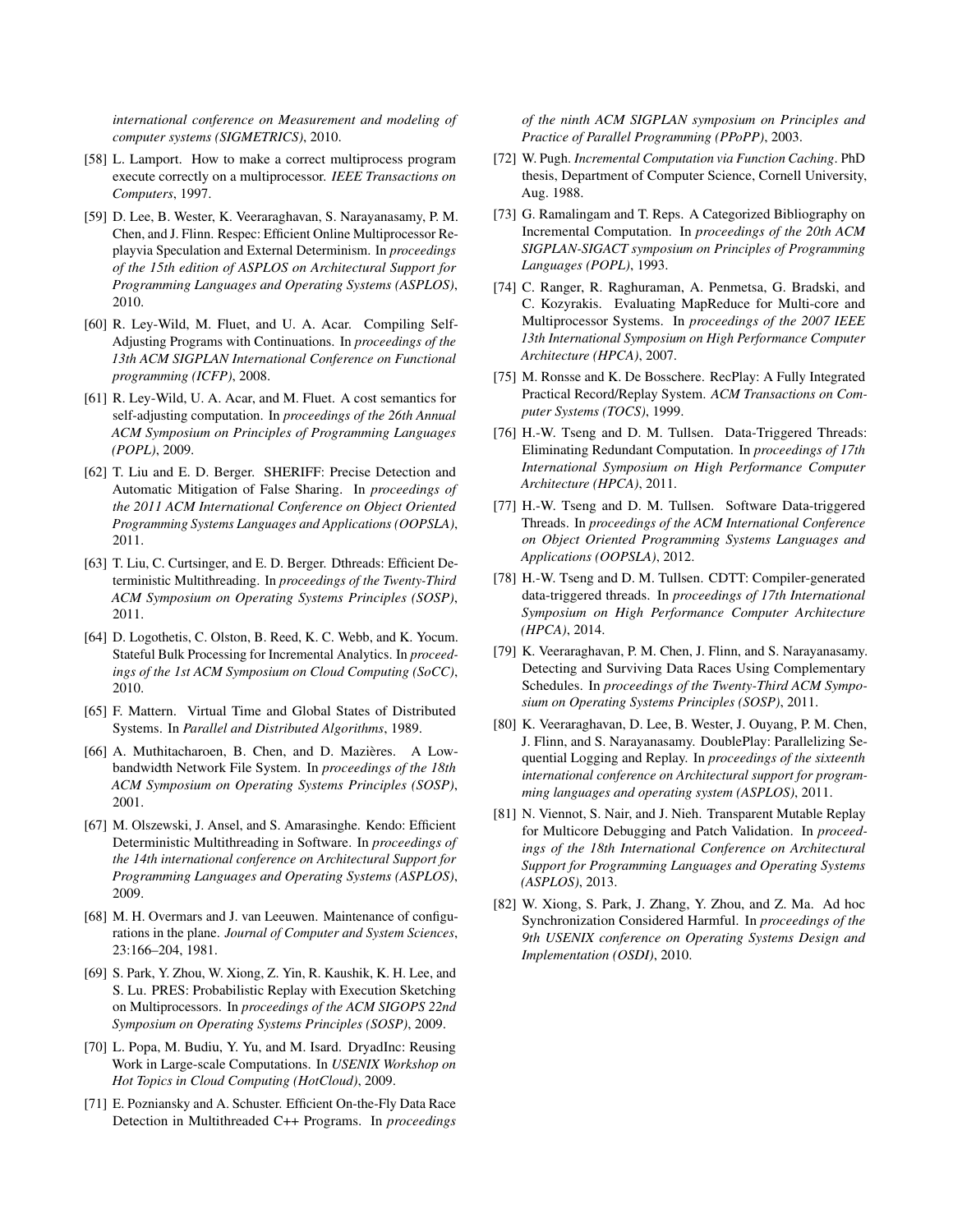*international conference on Measurement and modeling of computer systems (SIGMETRICS)*, 2010.

[58] L. Lamport. How to make a correct multiprocess program execute correctly on a multiprocessor. *IEEE Transactions on Computers*, 1997.

[59] D. Lee, B. Wester, K. Veeraraghavan, S. Narayanasamy, P. M. Chen, and J. Flinn. Respec: Efficient Online Multiprocessor Replayvia Speculation and External Determinism. In *proceedings of the 15th edition of ASPLOS on Architectural Support for Programming Languages and Operating Systems (ASPLOS)*, 2010.

[60] R. Ley-Wild, M. Fluet, and U. A. Acar. Compiling Self-Adjusting Programs with Continuations. In *proceedings of the 13th ACM SIGPLAN International Conference on Functional programming (ICFP)*, 2008.

[61] R. Ley-Wild, U. A. Acar, and M. Fluet. A cost semantics for self-adjusting computation. In *proceedings of the 26th Annual ACM Symposium on Principles of Programming Languages (POPL)*, 2009.

[62] T. Liu and E. D. Berger. SHERIFF: Precise Detection and Automatic Mitigation of False Sharing. In *proceedings of the 2011 ACM International Conference on Object Oriented Programming Systems Languages and Applications (OOPSLA)*, 2011.

[63] T. Liu, C. Curtsinger, and E. D. Berger. Dthreads: Efficient Deterministic Multithreading. In *proceedings of the Twenty-Third ACM Symposium on Operating Systems Principles (SOSP)*, 2011.

[64] D. Logothetis, C. Olston, B. Reed, K. C. Webb, and K. Yocum. Stateful Bulk Processing for Incremental Analytics. In *proceedings of the 1st ACM Symposium on Cloud Computing (SoCC)*, 2010.

[65] F. Mattern. Virtual Time and Global States of Distributed Systems. In *Parallel and Distributed Algorithms*, 1989.

[66] A. Muthitacharoen, B. Chen, and D. Mazières. A Low-bandwidth Network File System. In *proceedings of the 18th ACM Symposium on Operating Systems Principles (SOSP)*, 2001.

[67] M. Olszewski, J. Ansel, and S. Amarasinghe. Kendo: Efficient Deterministic Multithreading in Software. In *proceedings of the 14th international conference on Architectural Support for Programming Languages and Operating Systems (ASPLOS)*, 2009.

[68] M. H. Overmars and J. van Leeuwen. Maintenance of configurations in the plane. *Journal of Computer and System Sciences*, 23:166–204, 1981.

[69] S. Park, Y. Zhou, W. Xiong, Z. Yin, R. Kaushik, K. H. Lee, and S. Lu. PRES: Probabilistic Replay with Execution Sketching on Multiprocessors. In *proceedings of the ACM SIGOPS 22nd Symposium on Operating Systems Principles (SOSP)*, 2009.

[70] L. Popa, M. Budiu, Y. Yu, and M. Isard. DryadInc: Reusing Work in Large-scale Computations. In *USENIX Workshop on Hot Topics in Cloud Computing (HotCloud)*, 2009.

[71] E. Pozniansky and A. Schuster. Efficient On-the-Fly Data Race Detection in Multithreaded C++ Programs. In *proceedings of the ninth ACM SIGPLAN symposium on Principles and Practice of Parallel Programming (PPoPP)*, 2003.

[72] W. Pugh. *Incremental Computation via Function Caching*. PhD thesis, Department of Computer Science, Cornell University, Aug. 1988.

[73] G. Ramalingam and T. Reps. A Categorized Bibliography on Incremental Computation. In *proceedings of the 20th ACM SIGPLAN-SIGACT symposium on Principles of Programming Languages (POPL)*, 1993.

[74] C. Ranger, R. Raghuraman, A. Penmetsa, G. Bradski, and C. Kozyrakis. Evaluating MapReduce for Multi-core and Multiprocessor Systems. In *proceedings of the 2007 IEEE 13th International Symposium on High Performance Computer Architecture (HPCA)*, 2007.

[75] M. Ronsse and K. De Bosschere. RecPlay: A Fully Integrated Practical Record/Replay System. *ACM Transactions on Computer Systems (TOCS)*, 1999.

[76] H.-W. Tseng and D. M. Tullsen. Data-Triggered Threads: Eliminating Redundant Computation. In *proceedings of 17th International Symposium on High Performance Computer Architecture (HPCA)*, 2011.

[77] H.-W. Tseng and D. M. Tullsen. Software Data-triggered Threads. In *proceedings of the ACM International Conference on Object Oriented Programming Systems Languages and Applications (OOPSLA)*, 2012.

[78] H.-W. Tseng and D. M. Tullsen. CDTT: Compiler-generated data-triggered threads. In *proceedings of 17th International Symposium on High Performance Computer Architecture (HPCA)*, 2014.

[79] K. Veeraraghavan, P. M. Chen, J. Flinn, and S. Narayanasamy. Detecting and Surviving Data Races Using Complementary Schedules. In *proceedings of the Twenty-Third ACM Symposium on Operating Systems Principles (SOSP)*, 2011.

[80] K. Veeraraghavan, D. Lee, B. Wester, J. Ouyang, P. M. Chen, J. Flinn, and S. Narayanasamy. DoublePlay: Parallelizing Sequential Logging and Replay. In *proceedings of the sixteenth international conference on Architectural support for programming languages and operating system (ASPLOS)*, 2011.

[81] N. Viennot, S. Nair, and J. Nieh. Transparent Mutable Replay for Multicore Debugging and Patch Validation. In *proceedings of the 18th International Conference on Architectural Support for Programming Languages and Operating Systems (ASPLOS)*, 2013.

[82] W. Xiong, S. Park, J. Zhang, Y. Zhou, and Z. Ma. Ad hoc Synchronization Considered Harmful. In *proceedings of the 9th USENIX conference on Operating Systems Design and Implementation (OSDI)*, 2010.